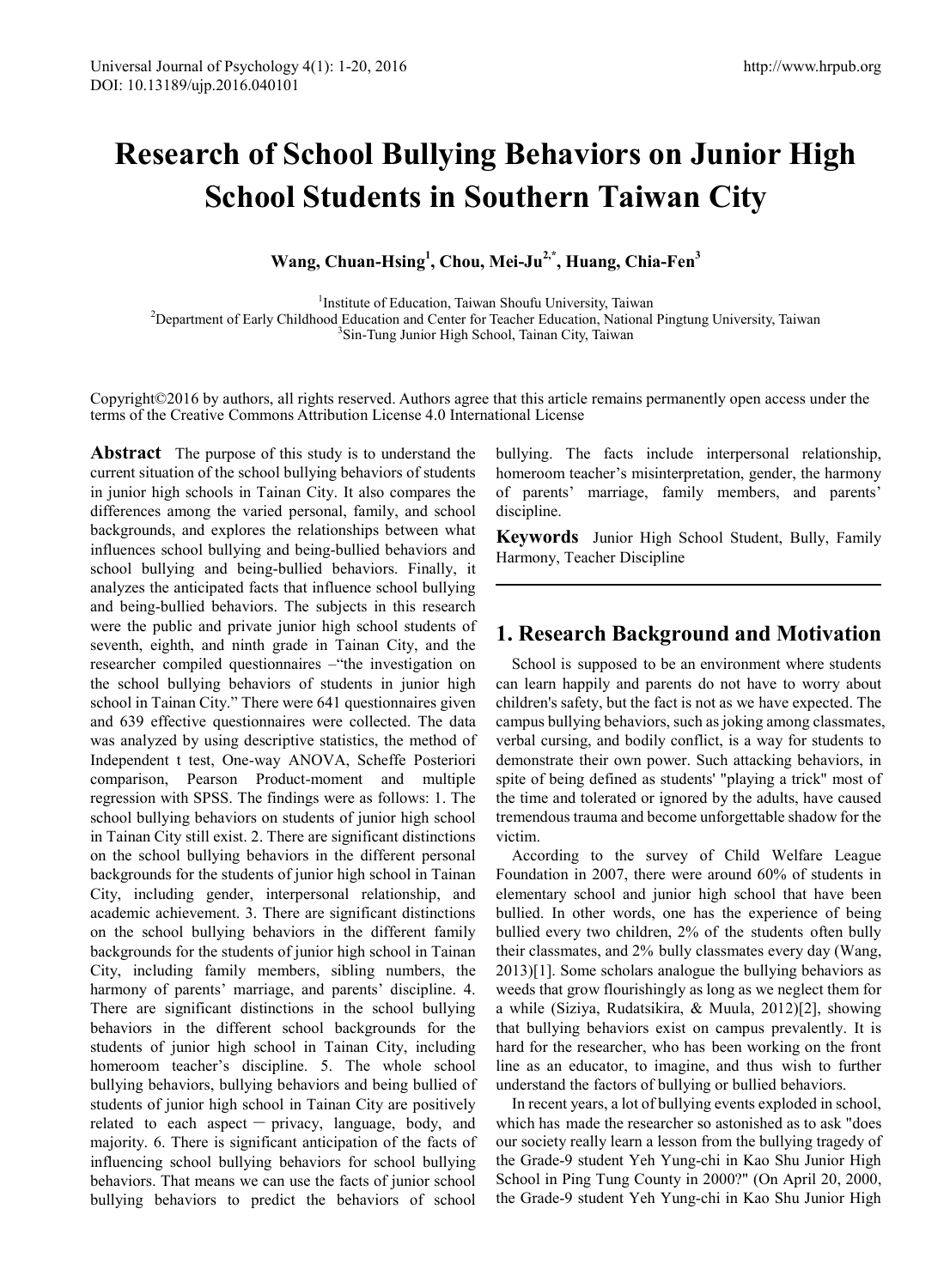# Research of School Bullying Behaviors on Junior High School Students in Southern Taiwan City

**Wang, Chuan-Hsing[1], Chou, Mei-Ju[2,*], Huang, Chia-Fen[3]**

[1]Institute of Education, Taiwan Shoufu University, Taiwan
[2]Department of Early Childhood Education and Center for Teacher Education, National Pingtung University, Taiwan
[3]Sin-Tung Junior High School, Tainan City, Taiwan

Copyright©2016 by authors, all rights reserved. Authors agree that this article remains permanently open access under the terms of the Creative Commons Attribution License 4.0 International License

**Abstract** The purpose of this study is to understand the current situation of the school bullying behaviors of students in junior high schools in Tainan City. It also compares the differences among the varied personal, family, and school backgrounds, and explores the relationships between what influences school bullying and being-bullied behaviors and school bullying and being-bullied behaviors. Finally, it analyzes the anticipated facts that influence school bullying and being-bullied behaviors. The subjects in this research were the public and private junior high school students of seventh, eighth, and ninth grade in Tainan City, and the researcher compiled questionnaires –"the investigation on the school bullying behaviors of students in junior high school in Tainan City." There were 641 questionnaires given and 639 effective questionnaires were collected. The data was analyzed by using descriptive statistics, the method of Independent t test, One-way ANOVA, Scheffe Posteriori comparison, Pearson Product-moment and multiple regression with SPSS. The findings were as follows: 1. The school bullying behaviors on students of junior high school in Tainan City still exist. 2. There are significant distinctions on the school bullying behaviors in the different personal backgrounds for the students of junior high school in Tainan City, including gender, interpersonal relationship, and academic achievement. 3. There are significant distinctions on the school bullying behaviors in the different family backgrounds for the students of junior high school in Tainan City, including family members, sibling numbers, the harmony of parents' marriage, and parents' discipline. 4. There are significant distinctions in the school bullying behaviors in the different school backgrounds for the students of junior high school in Tainan City, including homeroom teacher's discipline. 5. The whole school bullying behaviors, bullying behaviors and being bullied of students of junior high school in Tainan City are positively related to each aspect — privacy, language, body, and majority. 6. There is significant anticipation of the facts of influencing school bullying behaviors for school bullying behaviors. That means we can use the facts of junior school bullying behaviors to predict the behaviors of school bullying. The facts include interpersonal relationship, homeroom teacher's misinterpretation, gender, the harmony of parents' marriage, family members, and parents' discipline.

**Keywords** Junior High School Student, Bully, Family Harmony, Teacher Discipline

## 1. Research Background and Motivation

School is supposed to be an environment where students can learn happily and parents do not have to worry about children's safety, but the fact is not as we have expected. The campus bullying behaviors, such as joking among classmates, verbal cursing, and bodily conflict, is a way for students to demonstrate their own power. Such attacking behaviors, in spite of being defined as students' "playing a trick" most of the time and tolerated or ignored by the adults, have caused tremendous trauma and become unforgettable shadow for the victim.

According to the survey of Child Welfare League Foundation in 2007, there were around 60% of students in elementary school and junior high school that have been bullied. In other words, one has the experience of being bullied every two children, 2% of the students often bully their classmates, and 2% bully classmates every day (Wang, 2013)[1]. Some scholars analogue the bullying behaviors as weeds that grow flourishingly as long as we neglect them for a while (Siziya, Rudatsikira, & Muula, 2012)[2], showing that bullying behaviors exist on campus prevalently. It is hard for the researcher, who has been working on the front line as an educator, to imagine, and thus wish to further understand the factors of bullying or bullied behaviors.

In recent years, a lot of bullying events exploded in school, which has made the researcher so astonished as to ask "does our society really learn a lesson from the bullying tragedy of the Grade-9 student Yeh Yung-chi in Kao Shu Junior High School in Ping Tung County in 2000?" (On April 20, 2000, the Grade-9 student Yeh Yung-chi in Kao Shu Junior High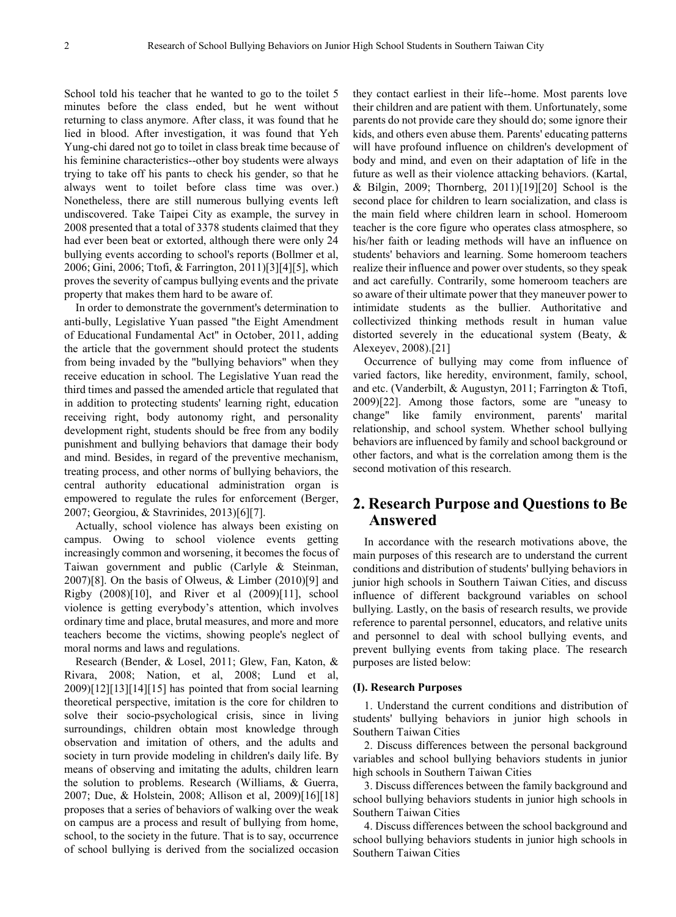School told his teacher that he wanted to go to the toilet 5 minutes before the class ended, but he went without returning to class anymore. After class, it was found that he lied in blood. After investigation, it was found that Yeh Yung-chi dared not go to toilet in class break time because of his feminine characteristics--other boy students were always trying to take off his pants to check his gender, so that he always went to toilet before class time was over.) Nonetheless, there are still numerous bullying events left undiscovered. Take Taipei City as example, the survey in 2008 presented that a total of 3378 students claimed that they had ever been beat or extorted, although there were only 24 bullying events according to school's reports (Bollmer et al, 2006; Gini, 2006; Ttofi, & Farrington, 2011)[3][4][5], which proves the severity of campus bullying events and the private property that makes them hard to be aware of.

In order to demonstrate the government's determination to anti-bully, Legislative Yuan passed "the Eight Amendment of Educational Fundamental Act" in October, 2011, adding the article that the government should protect the students from being invaded by the "bullying behaviors" when they receive education in school. The Legislative Yuan read the third times and passed the amended article that regulated that in addition to protecting students' learning right, education receiving right, body autonomy right, and personality development right, students should be free from any bodily punishment and bullying behaviors that damage their body and mind. Besides, in regard of the preventive mechanism, treating process, and other norms of bullying behaviors, the central authority educational administration organ is empowered to regulate the rules for enforcement (Berger, 2007; Georgiou, & Stavrinides, 2013)[6][7].

Actually, school violence has always been existing on campus. Owing to school violence events getting increasingly common and worsening, it becomes the focus of Taiwan government and public (Carlyle & Steinman, 2007)[8]. On the basis of Olweus, & Limber (2010)[9] and Rigby (2008)[10], and River et al (2009)[11], school violence is getting everybody's attention, which involves ordinary time and place, brutal measures, and more and more teachers become the victims, showing people's neglect of moral norms and laws and regulations.

Research (Bender, & Losel, 2011; Glew, Fan, Katon, & Rivara, 2008; Nation, et al, 2008; Lund et al, 2009)[12][13][14][15] has pointed that from social learning theoretical perspective, imitation is the core for children to solve their socio-psychological crisis, since in living surroundings, children obtain most knowledge through observation and imitation of others, and the adults and society in turn provide modeling in children's daily life. By means of observing and imitating the adults, children learn the solution to problems. Research (Williams, & Guerra, 2007; Due, & Holstein, 2008; Allison et al, 2009)[16][18] proposes that a series of behaviors of walking over the weak on campus are a process and result of bullying from home, school, to the society in the future. That is to say, occurrence of school bullying is derived from the socialized occasion they contact earliest in their life--home. Most parents love their children and are patient with them. Unfortunately, some parents do not provide care they should do; some ignore their kids, and others even abuse them. Parents' educating patterns will have profound influence on children's development of body and mind, and even on their adaptation of life in the future as well as their violence attacking behaviors. (Kartal, & Bilgin, 2009; Thornberg, 2011)[19][20] School is the second place for children to learn socialization, and class is the main field where children learn in school. Homeroom teacher is the core figure who operates class atmosphere, so his/her faith or leading methods will have an influence on students' behaviors and learning. Some homeroom teachers realize their influence and power over students, so they speak and act carefully. Contrarily, some homeroom teachers are so aware of their ultimate power that they maneuver power to intimidate students as the bullier. Authoritative and collectivized thinking methods result in human value distorted severely in the educational system (Beaty, & Alexeyev, 2008).[21]

Occurrence of bullying may come from influence of varied factors, like heredity, environment, family, school, and etc. (Vanderbilt, & Augustyn, 2011; Farrington & Ttofi, 2009)[22]. Among those factors, some are "uneasy to change" like family environment, parents' marital relationship, and school system. Whether school bullying behaviors are influenced by family and school background or other factors, and what is the correlation among them is the second motivation of this research.

## 2. Research Purpose and Questions to Be Answered

In accordance with the research motivations above, the main purposes of this research are to understand the current conditions and distribution of students' bullying behaviors in junior high schools in Southern Taiwan Cities, and discuss influence of different background variables on school bullying. Lastly, on the basis of research results, we provide reference to parental personnel, educators, and relative units and personnel to deal with school bullying events, and prevent bullying events from taking place. The research purposes are listed below:

### (I). Research Purposes

1. Understand the current conditions and distribution of students' bullying behaviors in junior high schools in Southern Taiwan Cities
2. Discuss differences between the personal background variables and school bullying behaviors students in junior high schools in Southern Taiwan Cities
3. Discuss differences between the family background and school bullying behaviors students in junior high schools in Southern Taiwan Cities
4. Discuss differences between the school background and school bullying behaviors students in junior high schools in Southern Taiwan Cities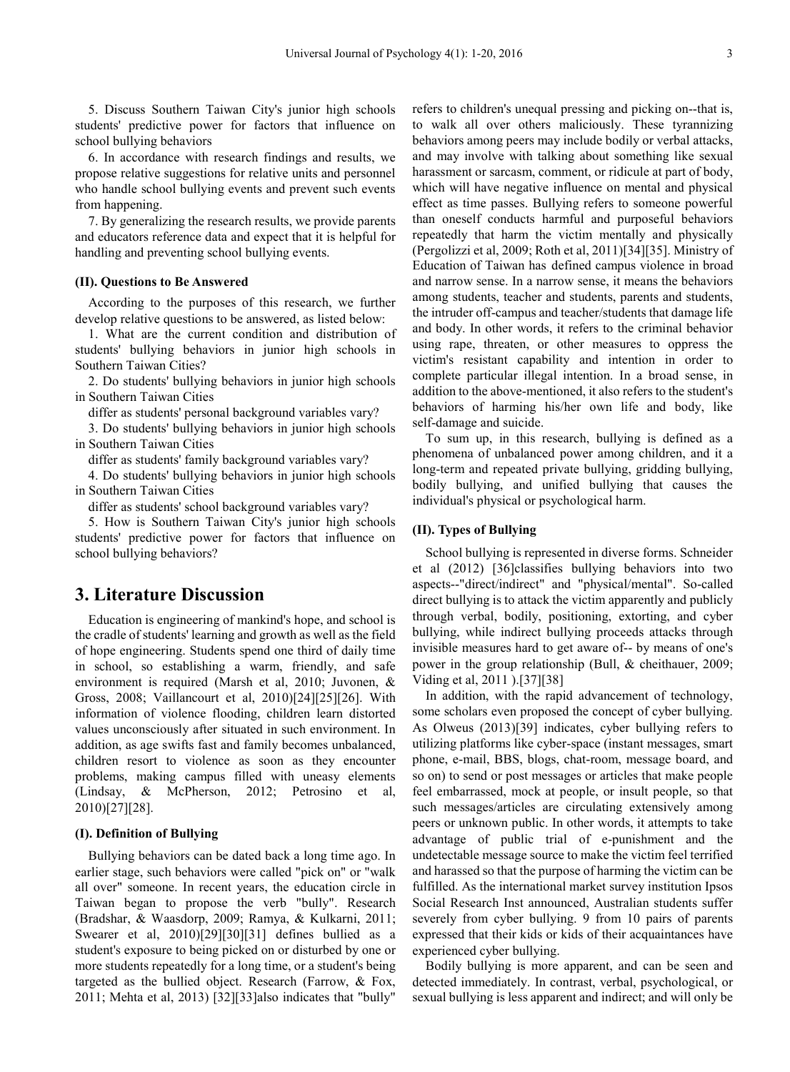5. Discuss Southern Taiwan City's junior high schools students' predictive power for factors that influence on school bullying behaviors

6. In accordance with research findings and results, we propose relative suggestions for relative units and personnel who handle school bullying events and prevent such events from happening.

7. By generalizing the research results, we provide parents and educators reference data and expect that it is helpful for handling and preventing school bullying events.

### (II). Questions to Be Answered

According to the purposes of this research, we further develop relative questions to be answered, as listed below:

1. What are the current condition and distribution of students' bullying behaviors in junior high schools in Southern Taiwan Cities?

2. Do students' bullying behaviors in junior high schools in Southern Taiwan Cities differ as students' personal background variables vary?

3. Do students' bullying behaviors in junior high schools in Southern Taiwan Cities differ as students' family background variables vary?

4. Do students' bullying behaviors in junior high schools in Southern Taiwan Cities differ as students' school background variables vary?

5. How is Southern Taiwan City's junior high schools students' predictive power for factors that influence on school bullying behaviors?

## 3. Literature Discussion

Education is engineering of mankind's hope, and school is the cradle of students' learning and growth as well as the field of hope engineering. Students spend one third of daily time in school, so establishing a warm, friendly, and safe environment is required (Marsh et al, 2010; Juvonen, & Gross, 2008; Vaillancourt et al, 2010)[24][25][26]. With information of violence flooding, children learn distorted values unconsciously after situated in such environment. In addition, as age swifts fast and family becomes unbalanced, children resort to violence as soon as they encounter problems, making campus filled with uneasy elements (Lindsay, & McPherson, 2012; Petrosino et al, 2010)[27][28].

### (I). Definition of Bullying

Bullying behaviors can be dated back a long time ago. In earlier stage, such behaviors were called "pick on" or "walk all over" someone. In recent years, the education circle in Taiwan began to propose the verb "bully". Research (Bradshar, & Waasdorp, 2009; Ramya, & Kulkarni, 2011; Swearer et al, 2010)[29][30][31] defines bullied as a student's exposure to being picked on or disturbed by one or more students repeatedly for a long time, or a student's being targeted as the bullied object. Research (Farrow, & Fox, 2011; Mehta et al, 2013) [32][33]also indicates that "bully" refers to children's unequal pressing and picking on--that is, to walk all over others maliciously. These tyrannizing behaviors among peers may include bodily or verbal attacks, and may involve with talking about something like sexual harassment or sarcasm, comment, or ridicule at part of body, which will have negative influence on mental and physical effect as time passes. Bullying refers to someone powerful than oneself conducts harmful and purposeful behaviors repeatedly that harm the victim mentally and physically (Pergolizzi et al, 2009; Roth et al, 2011)[34][35]. Ministry of Education of Taiwan has defined campus violence in broad and narrow sense. In a narrow sense, it means the behaviors among students, teacher and students, parents and students, the intruder off-campus and teacher/students that damage life and body. In other words, it refers to the criminal behavior using rape, threaten, or other measures to oppress the victim's resistant capability and intention in order to complete particular illegal intention. In a broad sense, in addition to the above-mentioned, it also refers to the student's behaviors of harming his/her own life and body, like self-damage and suicide.

To sum up, in this research, bullying is defined as a phenomena of unbalanced power among children, and it a long-term and repeated private bullying, gridding bullying, bodily bullying, and unified bullying that causes the individual's physical or psychological harm.

### (II). Types of Bullying

School bullying is represented in diverse forms. Schneider et al (2012) [36]classifies bullying behaviors into two aspects--"direct/indirect" and "physical/mental". So-called direct bullying is to attack the victim apparently and publicly through verbal, bodily, positioning, extorting, and cyber bullying, while indirect bullying proceeds attacks through invisible measures hard to get aware of-- by means of one's power in the group relationship (Bull, & cheithauer, 2009; Viding et al, 2011 ).[37][38]

In addition, with the rapid advancement of technology, some scholars even proposed the concept of cyber bullying. As Olweus (2013)[39] indicates, cyber bullying refers to utilizing platforms like cyber-space (instant messages, smart phone, e-mail, BBS, blogs, chat-room, message board, and so on) to send or post messages or articles that make people feel embarrassed, mock at people, or insult people, so that such messages/articles are circulating extensively among peers or unknown public. In other words, it attempts to take advantage of public trial of e-punishment and the undetectable message source to make the victim feel terrified and harassed so that the purpose of harming the victim can be fulfilled. As the international market survey institution Ipsos Social Research Inst announced, Australian students suffer severely from cyber bullying. 9 from 10 pairs of parents expressed that their kids or kids of their acquaintances have experienced cyber bullying.

Bodily bullying is more apparent, and can be seen and detected immediately. In contrast, verbal, psychological, or sexual bullying is less apparent and indirect; and will only be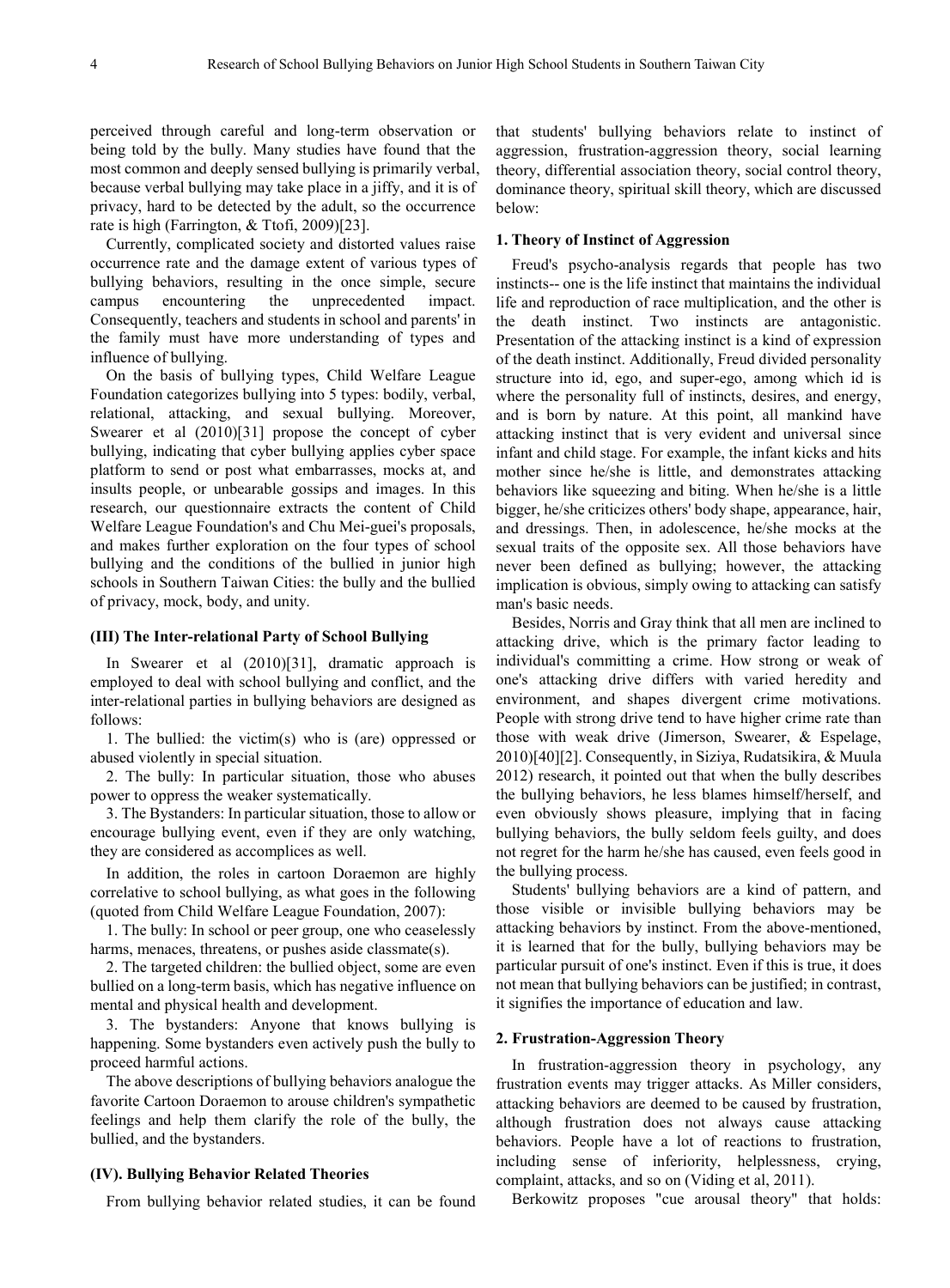perceived through careful and long-term observation or being told by the bully. Many studies have found that the most common and deeply sensed bullying is primarily verbal, because verbal bullying may take place in a jiffy, and it is of privacy, hard to be detected by the adult, so the occurrence rate is high (Farrington, & Ttofi, 2009)[23].

Currently, complicated society and distorted values raise occurrence rate and the damage extent of various types of bullying behaviors, resulting in the once simple, secure campus encountering the unprecedented impact. Consequently, teachers and students in school and parents' in the family must have more understanding of types and influence of bullying.

On the basis of bullying types, Child Welfare League Foundation categorizes bullying into 5 types: bodily, verbal, relational, attacking, and sexual bullying. Moreover, Swearer et al (2010)[31] propose the concept of cyber bullying, indicating that cyber bullying applies cyber space platform to send or post what embarrasses, mocks at, and insults people, or unbearable gossips and images. In this research, our questionnaire extracts the content of Child Welfare League Foundation's and Chu Mei-guei's proposals, and makes further exploration on the four types of school bullying and the conditions of the bullied in junior high schools in Southern Taiwan Cities: the bully and the bullied of privacy, mock, body, and unity.

### (III) The Inter-relational Party of School Bullying

In Swearer et al (2010)[31], dramatic approach is employed to deal with school bullying and conflict, and the inter-relational parties in bullying behaviors are designed as follows:

1. The bullied: the victim(s) who is (are) oppressed or abused violently in special situation.
2. The bully: In particular situation, those who abuses power to oppress the weaker systematically.
3. The Bystanders: In particular situation, those to allow or encourage bullying event, even if they are only watching, they are considered as accomplices as well.

In addition, the roles in cartoon Doraemon are highly correlative to school bullying, as what goes in the following (quoted from Child Welfare League Foundation, 2007):

1. The bully: In school or peer group, one who ceaselessly harms, menaces, threatens, or pushes aside classmate(s).
2. The targeted children: the bullied object, some are even bullied on a long-term basis, which has negative influence on mental and physical health and development.
3. The bystanders: Anyone that knows bullying is happening. Some bystanders even actively push the bully to proceed harmful actions.

The above descriptions of bullying behaviors analogue the favorite Cartoon Doraemon to arouse children's sympathetic feelings and help them clarify the role of the bully, the bullied, and the bystanders.

### (IV). Bullying Behavior Related Theories

From bullying behavior related studies, it can be found that students' bullying behaviors relate to instinct of aggression, frustration-aggression theory, social learning theory, differential association theory, social control theory, dominance theory, spiritual skill theory, which are discussed below:

#### 1. Theory of Instinct of Aggression

Freud's psycho-analysis regards that people has two instincts-- one is the life instinct that maintains the individual life and reproduction of race multiplication, and the other is the death instinct. Two instincts are antagonistic. Presentation of the attacking instinct is a kind of expression of the death instinct. Additionally, Freud divided personality structure into id, ego, and super-ego, among which id is where the personality full of instincts, desires, and energy, and is born by nature. At this point, all mankind have attacking instinct that is very evident and universal since infant and child stage. For example, the infant kicks and hits mother since he/she is little, and demonstrates attacking behaviors like squeezing and biting. When he/she is a little bigger, he/she criticizes others' body shape, appearance, hair, and dressings. Then, in adolescence, he/she mocks at the sexual traits of the opposite sex. All those behaviors have never been defined as bullying; however, the attacking implication is obvious, simply owing to attacking can satisfy man's basic needs.

Besides, Norris and Gray think that all men are inclined to attacking drive, which is the primary factor leading to individual's committing a crime. How strong or weak of one's attacking drive differs with varied heredity and environment, and shapes divergent crime motivations. People with strong drive tend to have higher crime rate than those with weak drive (Jimerson, Swearer, & Espelage, 2010)[40][2]. Consequently, in Siziya, Rudatsikira, & Muula 2012) research, it pointed out that when the bully describes the bullying behaviors, he less blames himself/herself, and even obviously shows pleasure, implying that in facing bullying behaviors, the bully seldom feels guilty, and does not regret for the harm he/she has caused, even feels good in the bullying process.

Students' bullying behaviors are a kind of pattern, and those visible or invisible bullying behaviors may be attacking behaviors by instinct. From the above-mentioned, it is learned that for the bully, bullying behaviors may be particular pursuit of one's instinct. Even if this is true, it does not mean that bullying behaviors can be justified; in contrast, it signifies the importance of education and law.

#### 2. Frustration-Aggression Theory

In frustration-aggression theory in psychology, any frustration events may trigger attacks. As Miller considers, attacking behaviors are deemed to be caused by frustration, although frustration does not always cause attacking behaviors. People have a lot of reactions to frustration, including sense of inferiority, helplessness, crying, complaint, attacks, and so on (Viding et al, 2011).

Berkowitz proposes "cue arousal theory" that holds: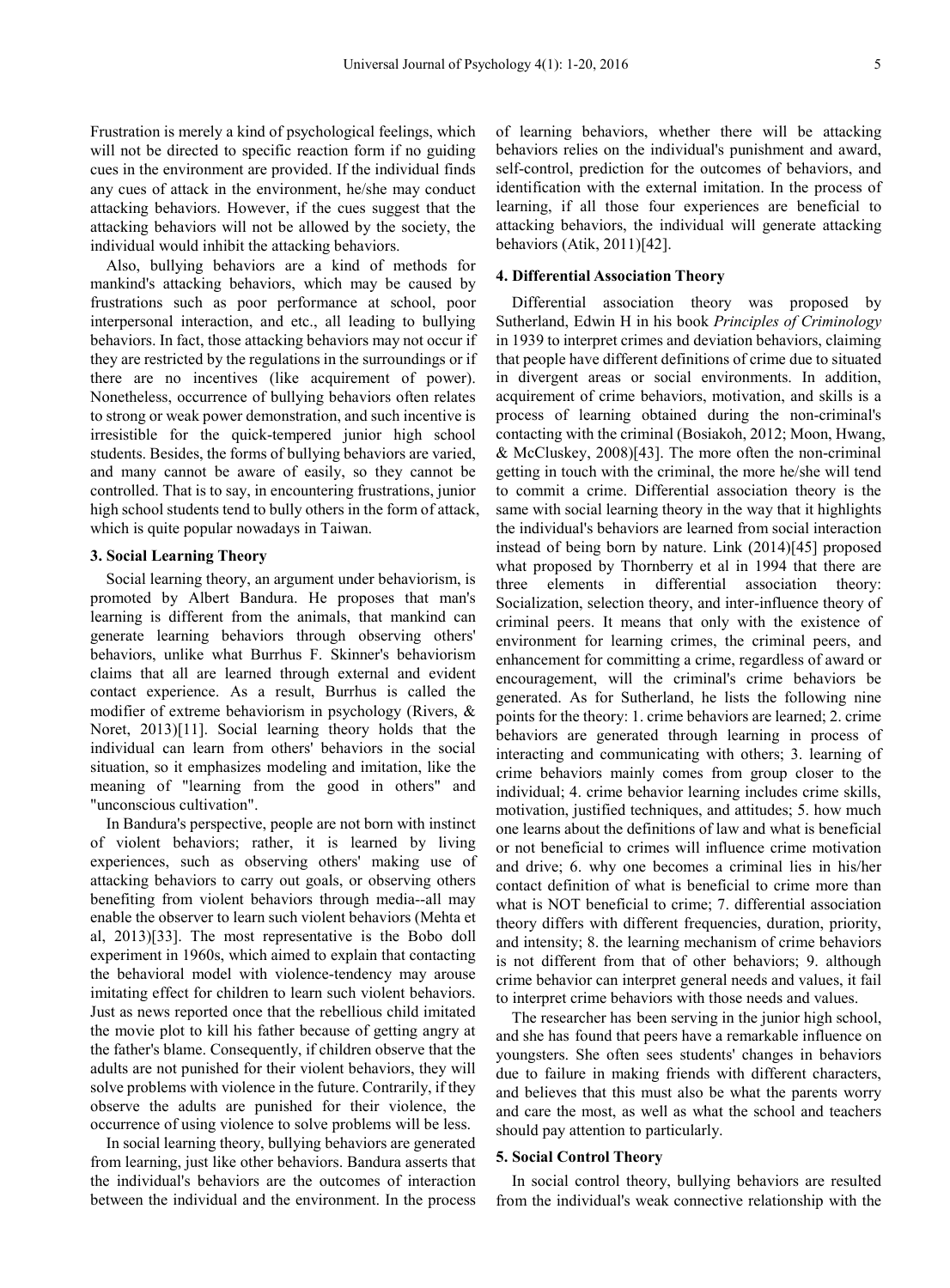Frustration is merely a kind of psychological feelings, which will not be directed to specific reaction form if no guiding cues in the environment are provided. If the individual finds any cues of attack in the environment, he/she may conduct attacking behaviors. However, if the cues suggest that the attacking behaviors will not be allowed by the society, the individual would inhibit the attacking behaviors.

Also, bullying behaviors are a kind of methods for mankind's attacking behaviors, which may be caused by frustrations such as poor performance at school, poor interpersonal interaction, and etc., all leading to bullying behaviors. In fact, those attacking behaviors may not occur if they are restricted by the regulations in the surroundings or if there are no incentives (like acquirement of power). Nonetheless, occurrence of bullying behaviors often relates to strong or weak power demonstration, and such incentive is irresistible for the quick-tempered junior high school students. Besides, the forms of bullying behaviors are varied, and many cannot be aware of easily, so they cannot be controlled. That is to say, in encountering frustrations, junior high school students tend to bully others in the form of attack, which is quite popular nowadays in Taiwan.

### 3. Social Learning Theory

Social learning theory, an argument under behaviorism, is promoted by Albert Bandura. He proposes that man's learning is different from the animals, that mankind can generate learning behaviors through observing others' behaviors, unlike what Burrhus F. Skinner's behaviorism claims that all are learned through external and evident contact experience. As a result, Burrhus is called the modifier of extreme behaviorism in psychology (Rivers, & Noret, 2013)[11]. Social learning theory holds that the individual can learn from others' behaviors in the social situation, so it emphasizes modeling and imitation, like the meaning of "learning from the good in others" and "unconscious cultivation".

In Bandura's perspective, people are not born with instinct of violent behaviors; rather, it is learned by living experiences, such as observing others' making use of attacking behaviors to carry out goals, or observing others benefiting from violent behaviors through media--all may enable the observer to learn such violent behaviors (Mehta et al, 2013)[33]. The most representative is the Bobo doll experiment in 1960s, which aimed to explain that contacting the behavioral model with violence-tendency may arouse imitating effect for children to learn such violent behaviors. Just as news reported once that the rebellious child imitated the movie plot to kill his father because of getting angry at the father's blame. Consequently, if children observe that the adults are not punished for their violent behaviors, they will solve problems with violence in the future. Contrarily, if they observe the adults are punished for their violence, the occurrence of using violence to solve problems will be less.

In social learning theory, bullying behaviors are generated from learning, just like other behaviors. Bandura asserts that the individual's behaviors are the outcomes of interaction between the individual and the environment. In the process of learning behaviors, whether there will be attacking behaviors relies on the individual's punishment and award, self-control, prediction for the outcomes of behaviors, and identification with the external imitation. In the process of learning, if all those four experiences are beneficial to attacking behaviors, the individual will generate attacking behaviors (Atik, 2011)[42].

### 4. Differential Association Theory

Differential association theory was proposed by Sutherland, Edwin H in his book *Principles of Criminology* in 1939 to interpret crimes and deviation behaviors, claiming that people have different definitions of crime due to situated in divergent areas or social environments. In addition, acquirement of crime behaviors, motivation, and skills is a process of learning obtained during the non-criminal's contacting with the criminal (Bosiakoh, 2012; Moon, Hwang, & McCluskey, 2008)[43]. The more often the non-criminal getting in touch with the criminal, the more he/she will tend to commit a crime. Differential association theory is the same with social learning theory in the way that it highlights the individual's behaviors are learned from social interaction instead of being born by nature. Link (2014)[45] proposed what proposed by Thornberry et al in 1994 that there are three elements in differential association theory: Socialization, selection theory, and inter-influence theory of criminal peers. It means that only with the existence of environment for learning crimes, the criminal peers, and enhancement for committing a crime, regardless of award or encouragement, will the criminal's crime behaviors be generated. As for Sutherland, he lists the following nine points for the theory: 1. crime behaviors are learned; 2. crime behaviors are generated through learning in process of interacting and communicating with others; 3. learning of crime behaviors mainly comes from group closer to the individual; 4. crime behavior learning includes crime skills, motivation, justified techniques, and attitudes; 5. how much one learns about the definitions of law and what is beneficial or not beneficial to crimes will influence crime motivation and drive; 6. why one becomes a criminal lies in his/her contact definition of what is beneficial to crime more than what is NOT beneficial to crime; 7. differential association theory differs with different frequencies, duration, priority, and intensity; 8. the learning mechanism of crime behaviors is not different from that of other behaviors; 9. although crime behavior can interpret general needs and values, it fail to interpret crime behaviors with those needs and values.

The researcher has been serving in the junior high school, and she has found that peers have a remarkable influence on youngsters. She often sees students' changes in behaviors due to failure in making friends with different characters, and believes that this must also be what the parents worry and care the most, as well as what the school and teachers should pay attention to particularly.

### 5. Social Control Theory

In social control theory, bullying behaviors are resulted from the individual's weak connective relationship with the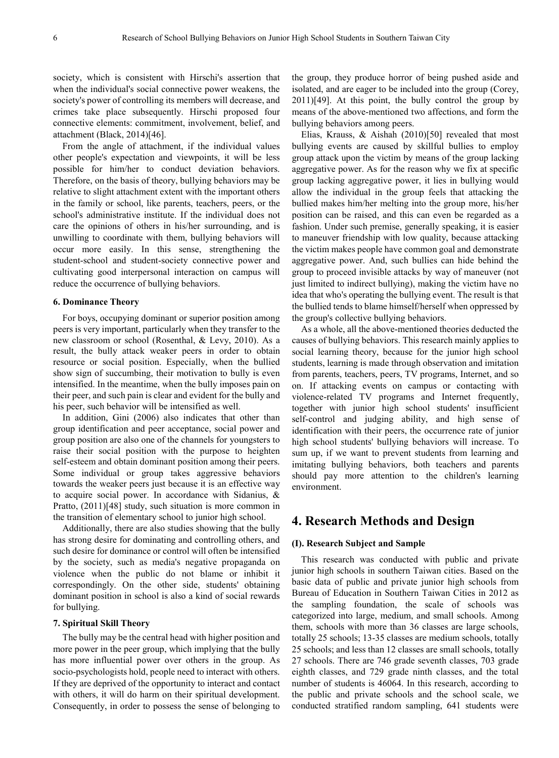society, which is consistent with Hirschi's assertion that when the individual's social connective power weakens, the society's power of controlling its members will decrease, and crimes take place subsequently. Hirschi proposed four connective elements: commitment, involvement, belief, and attachment (Black, 2014)[46].

From the angle of attachment, if the individual values other people's expectation and viewpoints, it will be less possible for him/her to conduct deviation behaviors. Therefore, on the basis of theory, bullying behaviors may be relative to slight attachment extent with the important others in the family or school, like parents, teachers, peers, or the school's administrative institute. If the individual does not care the opinions of others in his/her surrounding, and is unwilling to coordinate with them, bullying behaviors will occur more easily. In this sense, strengthening the student-school and student-society connective power and cultivating good interpersonal interaction on campus will reduce the occurrence of bullying behaviors.

#### 6. Dominance Theory

For boys, occupying dominant or superior position among peers is very important, particularly when they transfer to the new classroom or school (Rosenthal, & Levy, 2010). As a result, the bully attack weaker peers in order to obtain resource or social position. Especially, when the bullied show sign of succumbing, their motivation to bully is even intensified. In the meantime, when the bully imposes pain on their peer, and such pain is clear and evident for the bully and his peer, such behavior will be intensified as well.

In addition, Gini (2006) also indicates that other than group identification and peer acceptance, social power and group position are also one of the channels for youngsters to raise their social position with the purpose to heighten self-esteem and obtain dominant position among their peers. Some individual or group takes aggressive behaviors towards the weaker peers just because it is an effective way to acquire social power. In accordance with Sidanius, & Pratto, (2011)[48] study, such situation is more common in the transition of elementary school to junior high school.

Additionally, there are also studies showing that the bully has strong desire for dominating and controlling others, and such desire for dominance or control will often be intensified by the society, such as media's negative propaganda on violence when the public do not blame or inhibit it correspondingly. On the other side, students' obtaining dominant position in school is also a kind of social rewards for bullying.

#### 7. Spiritual Skill Theory

The bully may be the central head with higher position and more power in the peer group, which implying that the bully has more influential power over others in the group. As socio-psychologists hold, people need to interact with others. If they are deprived of the opportunity to interact and contact with others, it will do harm on their spiritual development. Consequently, in order to possess the sense of belonging to the group, they produce horror of being pushed aside and isolated, and are eager to be included into the group (Corey, 2011)[49]. At this point, the bully control the group by means of the above-mentioned two affections, and form the bullying behaviors among peers.

Elias, Krauss, & Aishah (2010)[50] revealed that most bullying events are caused by skillful bullies to employ group attack upon the victim by means of the group lacking aggregative power. As for the reason why we fix at specific group lacking aggregative power, it lies in bullying would allow the individual in the group feels that attacking the bullied makes him/her melting into the group more, his/her position can be raised, and this can even be regarded as a fashion. Under such premise, generally speaking, it is easier to maneuver friendship with low quality, because attacking the victim makes people have common goal and demonstrate aggregative power. And, such bullies can hide behind the group to proceed invisible attacks by way of maneuver (not just limited to indirect bullying), making the victim have no idea that who's operating the bullying event. The result is that the bullied tends to blame himself/herself when oppressed by the group's collective bullying behaviors.

As a whole, all the above-mentioned theories deducted the causes of bullying behaviors. This research mainly applies to social learning theory, because for the junior high school students, learning is made through observation and imitation from parents, teachers, peers, TV programs, Internet, and so on. If attacking events on campus or contacting with violence-related TV programs and Internet frequently, together with junior high school students' insufficient self-control and judging ability, and high sense of identification with their peers, the occurrence rate of junior high school students' bullying behaviors will increase. To sum up, if we want to prevent students from learning and imitating bullying behaviors, both teachers and parents should pay more attention to the children's learning environment.

## 4. Research Methods and Design

### (I). Research Subject and Sample

This research was conducted with public and private junior high schools in southern Taiwan cities. Based on the basic data of public and private junior high schools from Bureau of Education in Southern Taiwan Cities in 2012 as the sampling foundation, the scale of schools was categorized into large, medium, and small schools. Among them, schools with more than 36 classes are large schools, totally 25 schools; 13-35 classes are medium schools, totally 25 schools; and less than 12 classes are small schools, totally 27 schools. There are 746 grade seventh classes, 703 grade eighth classes, and 729 grade ninth classes, and the total number of students is 46064. In this research, according to the public and private schools and the school scale, we conducted stratified random sampling, 641 students were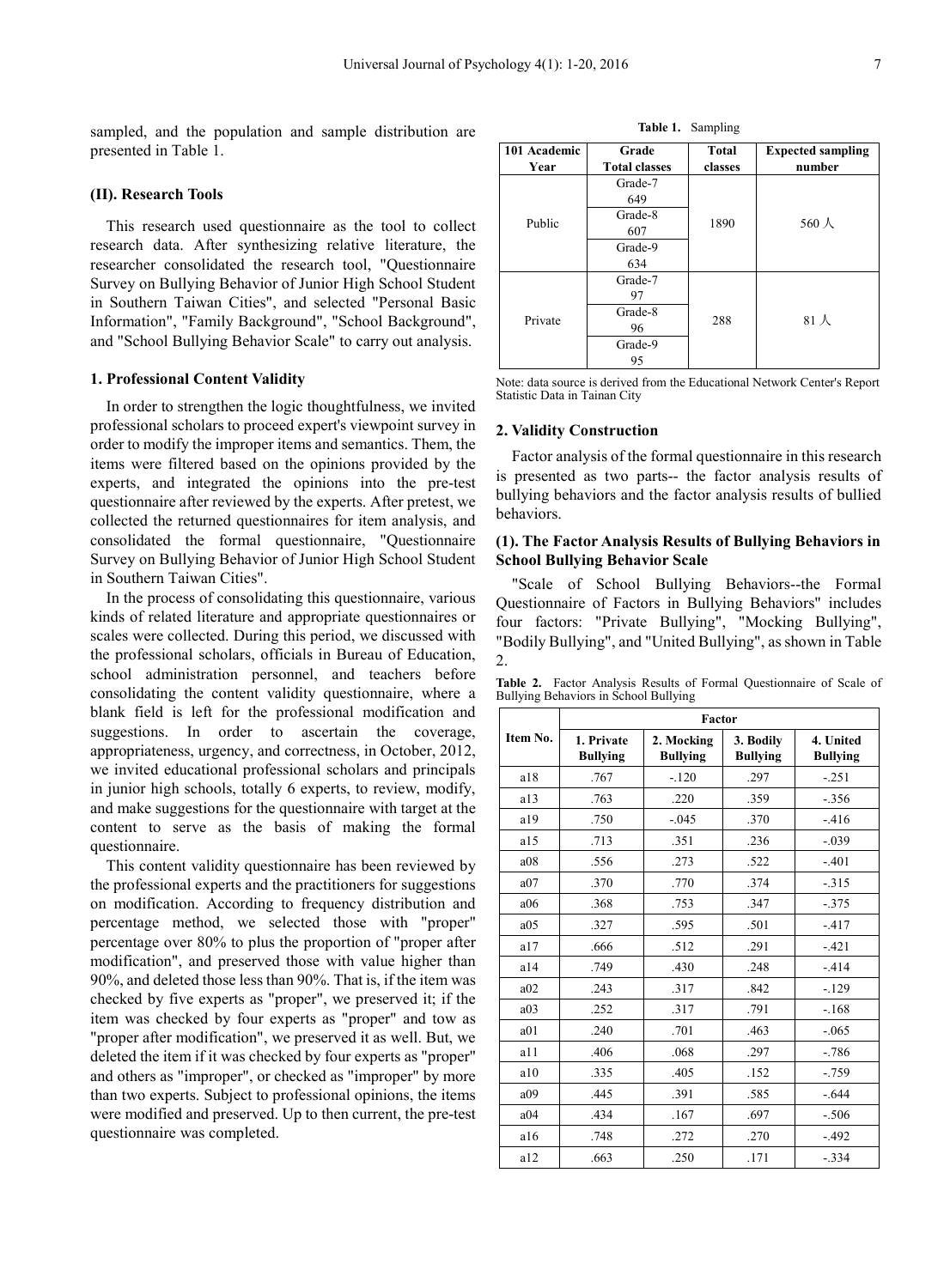sampled, and the population and sample distribution are presented in Table 1.

### (II). Research Tools

This research used questionnaire as the tool to collect research data. After synthesizing relative literature, the researcher consolidated the research tool, "Questionnaire Survey on Bullying Behavior of Junior High School Student in Southern Taiwan Cities", and selected "Personal Basic Information", "Family Background", "School Background", and "School Bullying Behavior Scale" to carry out analysis.

#### 1. Professional Content Validity

In order to strengthen the logic thoughtfulness, we invited professional scholars to proceed expert's viewpoint survey in order to modify the improper items and semantics. Them, the items were filtered based on the opinions provided by the experts, and integrated the opinions into the pre-test questionnaire after reviewed by the experts. After pretest, we collected the returned questionnaires for item analysis, and consolidated the formal questionnaire, "Questionnaire Survey on Bullying Behavior of Junior High School Student in Southern Taiwan Cities".

In the process of consolidating this questionnaire, various kinds of related literature and appropriate questionnaires or scales were collected. During this period, we discussed with the professional scholars, officials in Bureau of Education, school administration personnel, and teachers before consolidating the content validity questionnaire, where a blank field is left for the professional modification and suggestions. In order to ascertain the coverage, appropriateness, urgency, and correctness, in October, 2012, we invited educational professional scholars and principals in junior high schools, totally 6 experts, to review, modify, and make suggestions for the questionnaire with target at the content to serve as the basis of making the formal questionnaire.

This content validity questionnaire has been reviewed by the professional experts and the practitioners for suggestions on modification. According to frequency distribution and percentage method, we selected those with "proper" percentage over 80% to plus the proportion of "proper after modification", and preserved those with value higher than 90%, and deleted those less than 90%. That is, if the item was checked by five experts as "proper", we preserved it; if the item was checked by four experts as "proper" and tow as "proper after modification", we preserved it as well. But, we deleted the item if it was checked by four experts as "proper" and others as "improper", or checked as "improper" by more than two experts. Subject to professional opinions, the items were modified and preserved. Up to then current, the pre-test questionnaire was completed.

**Table 1.** Sampling

| 101 Academic Year | Grade Total classes | Total classes | Expected sampling number |
|---|---|---|---|
| Public | Grade-7 649 | 1890 | 560 人 |
| | Grade-8 607 | | |
| | Grade-9 634 | | |
| Private | Grade-7 97 | 288 | 81 人 |
| | Grade-8 96 | | |
| | Grade-9 95 | | |

Note: data source is derived from the Educational Network Center's Report Statistic Data in Tainan City

#### 2. Validity Construction

Factor analysis of the formal questionnaire in this research is presented as two parts-- the factor analysis results of bullying behaviors and the factor analysis results of bullied behaviors.

#### (1). The Factor Analysis Results of Bullying Behaviors in School Bullying Behavior Scale

"Scale of School Bullying Behaviors--the Formal Questionnaire of Factors in Bullying Behaviors" includes four factors: "Private Bullying", "Mocking Bullying", "Bodily Bullying", and "United Bullying", as shown in Table 2.

**Table 2.** Factor Analysis Results of Formal Questionnaire of Scale of Bullying Behaviors in School Bullying

| Item No. | Factor | | | |
|---|---|---|---|---|
| | 1. Private Bullying | 2. Mocking Bullying | 3. Bodily Bullying | 4. United Bullying |
| a18 | .767 | -.120 | .297 | -.251 |
| a13 | .763 | .220 | .359 | -.356 |
| a19 | .750 | -.045 | .370 | -.416 |
| a15 | .713 | .351 | .236 | -.039 |
| a08 | .556 | .273 | .522 | -.401 |
| a07 | .370 | .770 | .374 | -.315 |
| a06 | .368 | .753 | .347 | -.375 |
| a05 | .327 | .595 | .501 | -.417 |
| a17 | .666 | .512 | .291 | -.421 |
| a14 | .749 | .430 | .248 | -.414 |
| a02 | .243 | .317 | .842 | -.129 |
| a03 | .252 | .317 | .791 | -.168 |
| a01 | .240 | .701 | .463 | -.065 |
| a11 | .406 | .068 | .297 | -.786 |
| a10 | .335 | .405 | .152 | -.759 |
| a09 | .445 | .391 | .585 | -.644 |
| a04 | .434 | .167 | .697 | -.506 |
| a16 | .748 | .272 | .270 | -.492 |
| a12 | .663 | .250 | .171 | -.334 |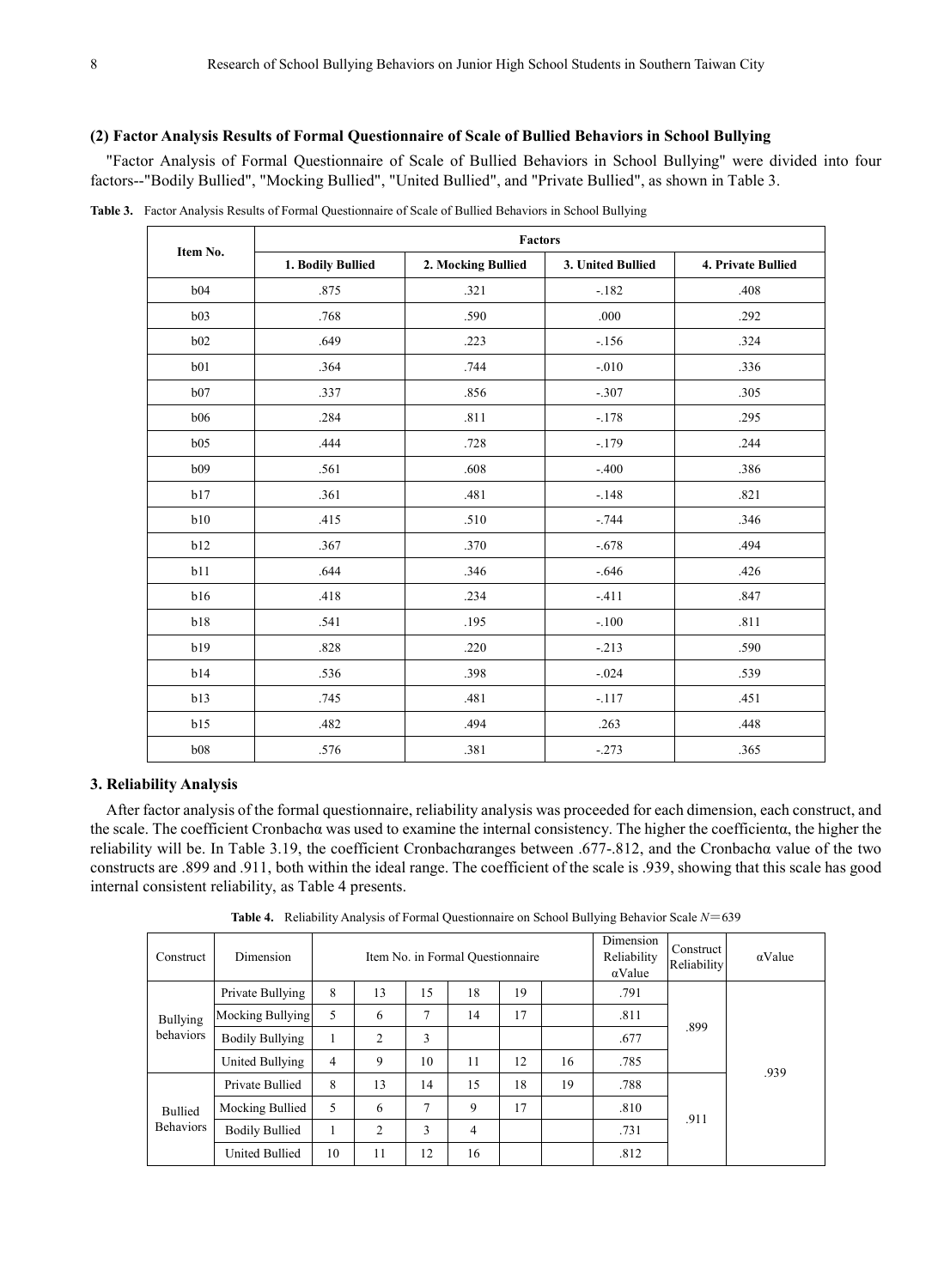### (2) Factor Analysis Results of Formal Questionnaire of Scale of Bullied Behaviors in School Bullying

"Factor Analysis of Formal Questionnaire of Scale of Bullied Behaviors in School Bullying" were divided into four factors--"Bodily Bullied", "Mocking Bullied", "United Bullied", and "Private Bullied", as shown in Table 3.

**Table 3.** Factor Analysis Results of Formal Questionnaire of Scale of Bullied Behaviors in School Bullying

| Item No. | Factors | | | |
|---|---|---|---|---|
| | 1. Bodily Bullied | 2. Mocking Bullied | 3. United Bullied | 4. Private Bullied |
| b04 | .875 | .321 | -.182 | .408 |
| b03 | .768 | .590 | .000 | .292 |
| b02 | .649 | .223 | -.156 | .324 |
| b01 | .364 | .744 | -.010 | .336 |
| b07 | .337 | .856 | -.307 | .305 |
| b06 | .284 | .811 | -.178 | .295 |
| b05 | .444 | .728 | -.179 | .244 |
| b09 | .561 | .608 | -.400 | .386 |
| b17 | .361 | .481 | -.148 | .821 |
| b10 | .415 | .510 | -.744 | .346 |
| b12 | .367 | .370 | -.678 | .494 |
| b11 | .644 | .346 | -.646 | .426 |
| b16 | .418 | .234 | -.411 | .847 |
| b18 | .541 | .195 | -.100 | .811 |
| b19 | .828 | .220 | -.213 | .590 |
| b14 | .536 | .398 | -.024 | .539 |
| b13 | .745 | .481 | -.117 | .451 |
| b15 | .482 | .494 | .263 | .448 |
| b08 | .576 | .381 | -.273 | .365 |

## 3. Reliability Analysis

After factor analysis of the formal questionnaire, reliability analysis was proceeded for each dimension, each construct, and the scale. The coefficient Cronbachα was used to examine the internal consistency. The higher the coefficientα, the higher the reliability will be. In Table 3.19, the coefficient Cronbachαranges between .677-.812, and the Cronbachα value of the two constructs are .899 and .911, both within the ideal range. The coefficient of the scale is .939, showing that this scale has good internal consistent reliability, as Table 4 presents.

**Table 4.** Reliability Analysis of Formal Questionnaire on School Bullying Behavior Scale $N = 639$

| Construct | Dimension | Item No. in Formal Questionnaire | | | | | | Dimension Reliability αValue | Construct Reliability | αValue |
|---|---|---|---|---|---|---|---|---|---|---|
| Bullying behaviors | Private Bullying | 8 | 13 | 15 | 18 | 19 | | .791 | .899 | .939 |
| | Mocking Bullying | 5 | 6 | 7 | 14 | 17 | | .811 | | |
| | Bodily Bullying | 1 | 2 | 3 | | | | .677 | | |
| | United Bullying | 4 | 9 | 10 | 11 | 12 | 16 | .785 | | |
| Bullied Behaviors | Private Bullied | 8 | 13 | 14 | 15 | 18 | 19 | .788 | .911 | |
| | Mocking Bullied | 5 | 6 | 7 | 9 | 17 | | .810 | | |
| | Bodily Bullied | 1 | 2 | 3 | 4 | | | .731 | | |
| | United Bullied | 10 | 11 | 12 | 16 | | | .812 | | |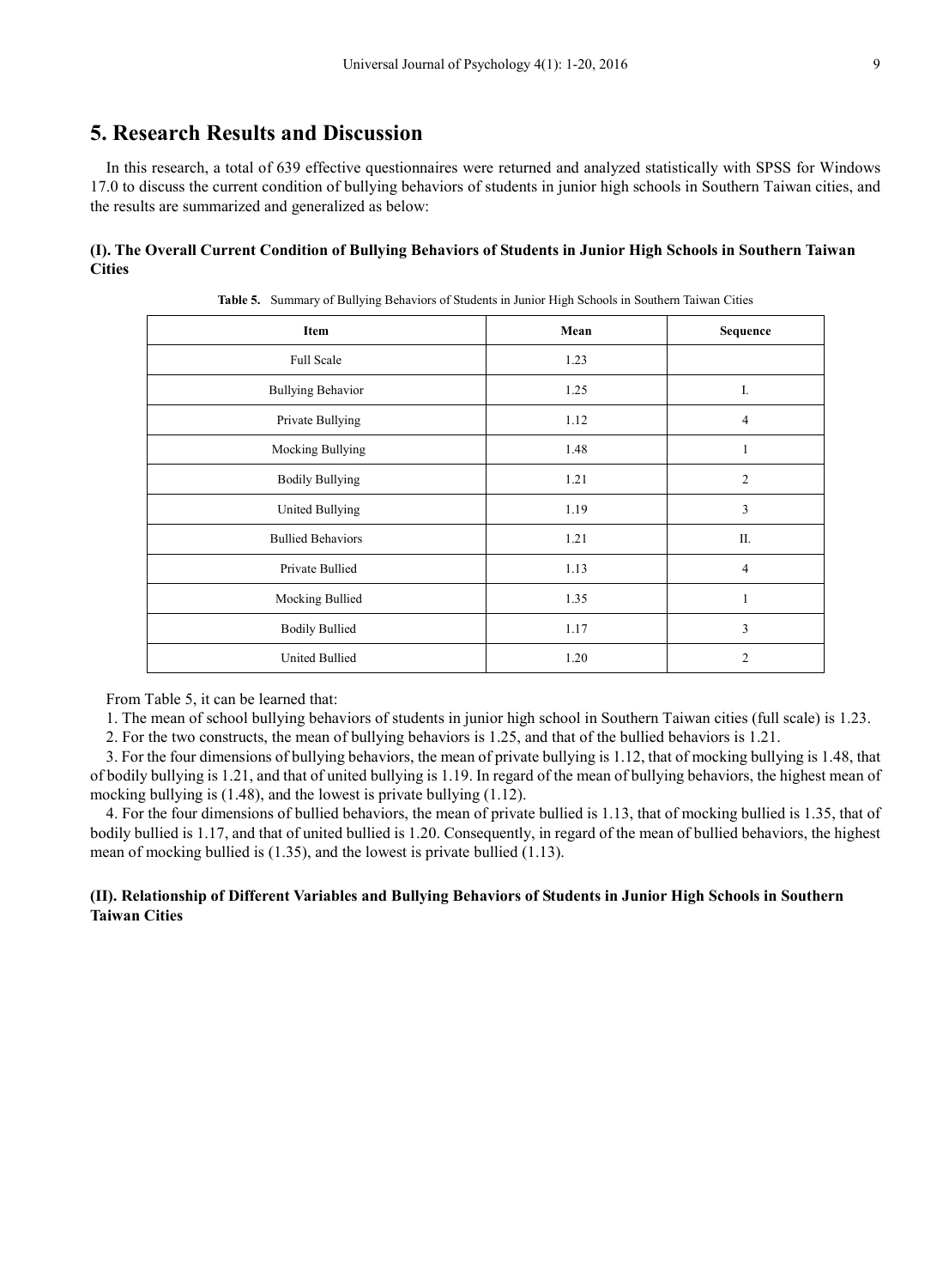## 5. Research Results and Discussion

In this research, a total of 639 effective questionnaires were returned and analyzed statistically with SPSS for Windows 17.0 to discuss the current condition of bullying behaviors of students in junior high schools in Southern Taiwan cities, and the results are summarized and generalized as below:

### (I). The Overall Current Condition of Bullying Behaviors of Students in Junior High Schools in Southern Taiwan Cities

**Table 5.** Summary of Bullying Behaviors of Students in Junior High Schools in Southern Taiwan Cities

| Item | Mean | Sequence |
|---|---|---|
| Full Scale | 1.23 | |
| Bullying Behavior | 1.25 | I. |
| Private Bullying | 1.12 | 4 |
| Mocking Bullying | 1.48 | 1 |
| Bodily Bullying | 1.21 | 2 |
| United Bullying | 1.19 | 3 |
| Bullied Behaviors | 1.21 | II. |
| Private Bullied | 1.13 | 4 |
| Mocking Bullied | 1.35 | 1 |
| Bodily Bullied | 1.17 | 3 |
| United Bullied | 1.20 | 2 |

From Table 5, it can be learned that:

1. The mean of school bullying behaviors of students in junior high school in Southern Taiwan cities (full scale) is 1.23.
2. For the two constructs, the mean of bullying behaviors is 1.25, and that of the bullied behaviors is 1.21.
3. For the four dimensions of bullying behaviors, the mean of private bullying is 1.12, that of mocking bullying is 1.48, that of bodily bullying is 1.21, and that of united bullying is 1.19. In regard of the mean of bullying behaviors, the highest mean of mocking bullying is (1.48), and the lowest is private bullying (1.12).
4. For the four dimensions of bullied behaviors, the mean of private bullied is 1.13, that of mocking bullied is 1.35, that of bodily bullied is 1.17, and that of united bullied is 1.20. Consequently, in regard of the mean of bullied behaviors, the highest mean of mocking bullied is (1.35), and the lowest is private bullied (1.13).

### (II). Relationship of Different Variables and Bullying Behaviors of Students in Junior High Schools in Southern Taiwan Cities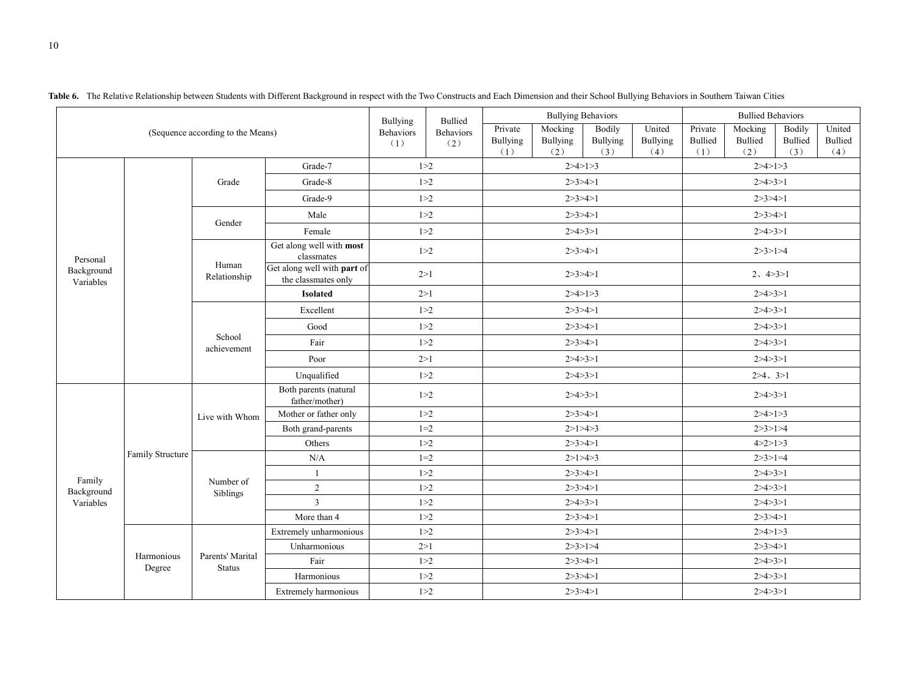**Table 6.** The Relative Relationship between Students with Different Background in respect with the Two Constructs and Each Dimension and their School Bullying Behaviors in Southern Taiwan Cities

| (Sequence according to the Means) | | | | Bullying Behaviors (1) | Bullied Behaviors (2) | Bullying Behaviors: Private Bullying (1) | Mocking Bullying (2) | Bodily Bullying (3) | United Bullying (4) | Bullied Behaviors: Private Bullied (1) | Mocking Bullied (2) | Bodily Bullied (3) | United Bullied (4) |
|---|---|---|---|---|---|---|---|---|---|---|---|---|---|
| Personal Background Variables | | Grade | Grade-7 | 1>2 | | 2>4>1>3 | | | | 2>4>1>3 | | | |
| | | | Grade-8 | 1>2 | | 2>3>4>1 | | | | 2>4>3>1 | | | |
| | | | Grade-9 | 1>2 | | 2>3>4>1 | | | | 2>3>4>1 | | | |
| | | Gender | Male | 1>2 | | 2>3>4>1 | | | | 2>3>4>1 | | | |
| | | | Female | 1>2 | | 2>4>3>1 | | | | 2>4>3>1 | | | |
| | | Human Relationship | Get along well with **most** classmates | 1>2 | | 2>3>4>1 | | | | 2>3>1>4 | | | |
| | | | Get along well with **part** of the classmates only | 2>1 | | 2>3>4>1 | | | | 2、4>3>1 | | | |
| | | | **Isolated** | 2>1 | | 2>4>1>3 | | | | 2>4>3>1 | | | |
| | | School achievement | Excellent | 1>2 | | 2>3>4>1 | | | | 2>4>3>1 | | | |
| | | | Good | 1>2 | | 2>3>4>1 | | | | 2>4>3>1 | | | |
| | | | Fair | 1>2 | | 2>3>4>1 | | | | 2>4>3>1 | | | |
| | | | Poor | 2>1 | | 2>4>3>1 | | | | 2>4>3>1 | | | |
| | | | Unqualified | 1>2 | | 2>4>3>1 | | | | 2>4、3>1 | | | |
| Family Background Variables | Family Structure | Live with Whom | Both parents (natural father/mother) | 1>2 | | 2>4>3>1 | | | | 2>4>3>1 | | | |
| | | | Mother or father only | 1>2 | | 2>3>4>1 | | | | 2>4>1>3 | | | |
| | | | Both grand-parents | 1=2 | | 2>1>4>3 | | | | 2>3>1>4 | | | |
| | | | Others | 1>2 | | 2>3>4>1 | | | | 4>2>1>3 | | | |
| | | Number of Siblings | N/A | 1=2 | | 2>1>4>3 | | | | 2>3>1=4 | | | |
| | | | 1 | 1>2 | | 2>3>4>1 | | | | 2>4>3>1 | | | |
| | | | 2 | 1>2 | | 2>3>4>1 | | | | 2>4>3>1 | | | |
| | | | 3 | 1>2 | | 2>4>3>1 | | | | 2>4>3>1 | | | |
| | | | More than 4 | 1>2 | | 2>3>4>1 | | | | 2>3>4>1 | | | |
| | Harmonious Degree | Parents' Marital Status | Extremely unharmonious | 1>2 | | 2>3>4>1 | | | | 2>4>1>3 | | | |
| | | | Unharmonious | 2>1 | | 2>3>1>4 | | | | 2>3>4>1 | | | |
| | | | Fair | 1>2 | | 2>3>4>1 | | | | 2>4>3>1 | | | |
| | | | Harmonious | 1>2 | | 2>3>4>1 | | | | 2>4>3>1 | | | |
| | | | Extremely harmonious | 1>2 | | 2>3>4>1 | | | | 2>4>3>1 | | | |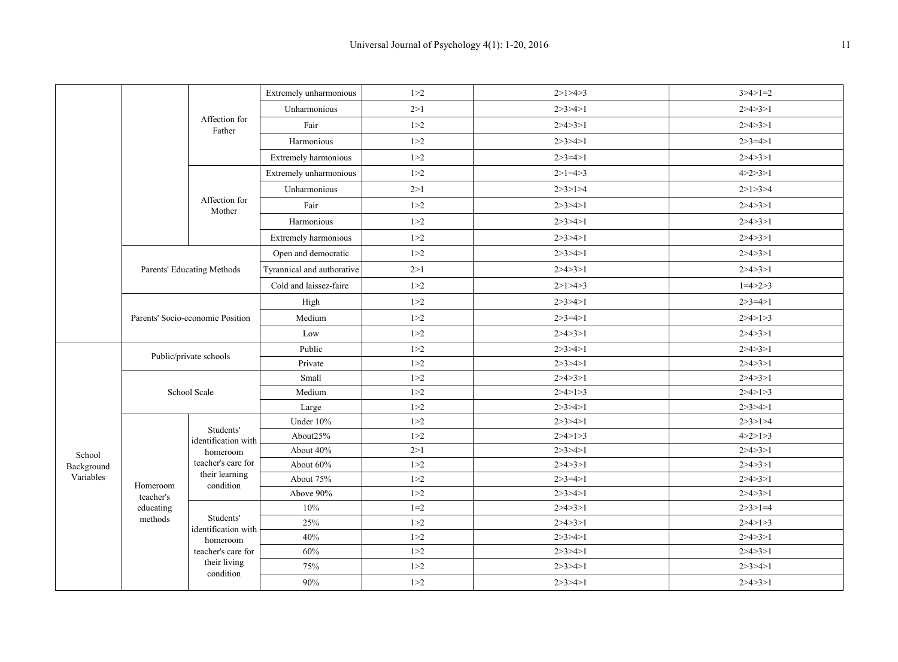| | | | | | | |
|---|---|---|---|---|---|---|
| | | Affection for Father | Extremely unharmonious | 1>2 | 2>1>4>3 | 3>4>1=2 |
| | | | Unharmonious | 2>1 | 2>3>4>1 | 2>4>3>1 |
| | | | Fair | 1>2 | 2>4>3>1 | 2>4>3>1 |
| | | | Harmonious | 1>2 | 2>3>4>1 | 2>3=4>1 |
| | | | Extremely harmonious | 1>2 | 2>3=4>1 | 2>4>3>1 |
| | | Affection for Mother | Extremely unharmonious | 1>2 | 2>1=4>3 | 4>2>3>1 |
| | | | Unharmonious | 2>1 | 2>3>1>4 | 2>1>3>4 |
| | | | Fair | 1>2 | 2>3>4>1 | 2>4>3>1 |
| | | | Harmonious | 1>2 | 2>3>4>1 | 2>4>3>1 |
| | | | Extremely harmonious | 1>2 | 2>3>4>1 | 2>4>3>1 |
| | Parents' Educating Methods | | Open and democratic | 1>2 | 2>3>4>1 | 2>4>3>1 |
| | | | Tyrannical and authorative | 2>1 | 2>4>3>1 | 2>4>3>1 |
| | | | Cold and laissez-faire | 1>2 | 2>1>4>3 | 1=4>2>3 |
| | Parents' Socio-economic Position | | High | 1>2 | 2>3>4>1 | 2>3=4>1 |
| | | | Medium | 1>2 | 2>3=4>1 | 2>4>1>3 |
| | | | Low | 1>2 | 2>4>3>1 | 2>4>3>1 |
| School Background Variables | Public/private schools | | Public | 1>2 | 2>3>4>1 | 2>4>3>1 |
| | | | Private | 1>2 | 2>3>4>1 | 2>4>3>1 |
| | School Scale | | Small | 1>2 | 2>4>3>1 | 2>4>3>1 |
| | | | Medium | 1>2 | 2>4>1>3 | 2>4>1>3 |
| | | | Large | 1>2 | 2>3>4>1 | 2>3>4>1 |
| | Homeroom teacher's educating methods | Students' identification with homeroom teacher's care for their learning condition | Under 10% | 1>2 | 2>3>4>1 | 2>3>1>4 |
| | | | About25% | 1>2 | 2>4>1>3 | 4>2>1>3 |
| | | | About 40% | 2>1 | 2>3>4>1 | 2>4>3>1 |
| | | | About 60% | 1>2 | 2>4>3>1 | 2>4>3>1 |
| | | | About 75% | 1>2 | 2>3=4>1 | 2>4>3>1 |
| | | | Above 90% | 1>2 | 2>3>4>1 | 2>4>3>1 |
| | | Students' identification with homeroom teacher's care for their living condition | 10% | 1=2 | 2>4>3>1 | 2>3>1=4 |
| | | | 25% | 1>2 | 2>4>3>1 | 2>4>1>3 |
| | | | 40% | 1>2 | 2>3>4>1 | 2>4>3>1 |
| | | | 60% | 1>2 | 2>3>4>1 | 2>4>3>1 |
| | | | 75% | 1>2 | 2>3>4>1 | 2>3>4>1 |
| | | | 90% | 1>2 | 2>3>4>1 | 2>4>3>1 |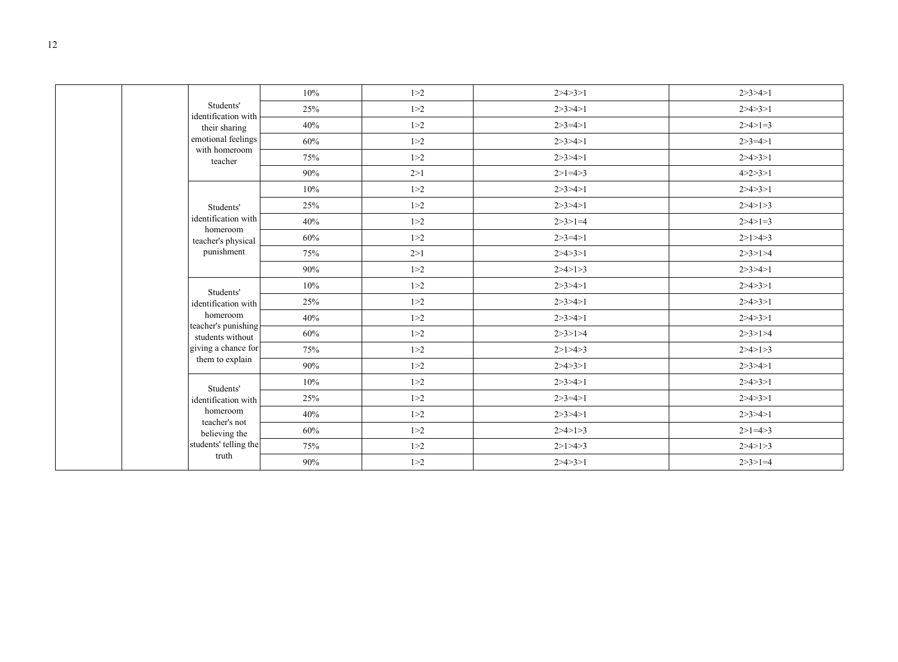| | | | | | | |
|---|---|---|---|---|---|---|
| | | Students' identification with their sharing emotional feelings with homeroom teacher | 10% | 1>2 | 2>4>3>1 | 2>3>4>1 |
| | | | 25% | 1>2 | 2>3>4>1 | 2>4>3>1 |
| | | | 40% | 1>2 | 2>3=4>1 | 2>4>1=3 |
| | | | 60% | 1>2 | 2>3>4>1 | 2>3=4>1 |
| | | | 75% | 1>2 | 2>3>4>1 | 2>4>3>1 |
| | | | 90% | 2>1 | 2>1=4>3 | 4>2>3>1 |
| | | Students' identification with homeroom teacher's physical punishment | 10% | 1>2 | 2>3>4>1 | 2>4>3>1 |
| | | | 25% | 1>2 | 2>3>4>1 | 2>4>1>3 |
| | | | 40% | 1>2 | 2>3>1=4 | 2>4>1=3 |
| | | | 60% | 1>2 | 2>3=4>1 | 2>1>4>3 |
| | | | 75% | 2>1 | 2>4>3>1 | 2>3>1>4 |
| | | | 90% | 1>2 | 2>4>1>3 | 2>3>4>1 |
| | | Students' identification with homeroom teacher's punishing students without giving a chance for them to explain | 10% | 1>2 | 2>3>4>1 | 2>4>3>1 |
| | | | 25% | 1>2 | 2>3>4>1 | 2>4>3>1 |
| | | | 40% | 1>2 | 2>3>4>1 | 2>4>3>1 |
| | | | 60% | 1>2 | 2>3>1>4 | 2>3>1>4 |
| | | | 75% | 1>2 | 2>1>4>3 | 2>4>1>3 |
| | | | 90% | 1>2 | 2>4>3>1 | 2>3>4>1 |
| | | Students' identification with homeroom teacher's not believing the students' telling the truth | 10% | 1>2 | 2>3>4>1 | 2>4>3>1 |
| | | | 25% | 1>2 | 2>3=4>1 | 2>4>3>1 |
| | | | 40% | 1>2 | 2>3>4>1 | 2>3>4>1 |
| | | | 60% | 1>2 | 2>4>1>3 | 2>1=4>3 |
| | | | 75% | 1>2 | 2>1>4>3 | 2>4>1>3 |
| | | | 90% | 1>2 | 2>4>3>1 | 2>3>1=4 |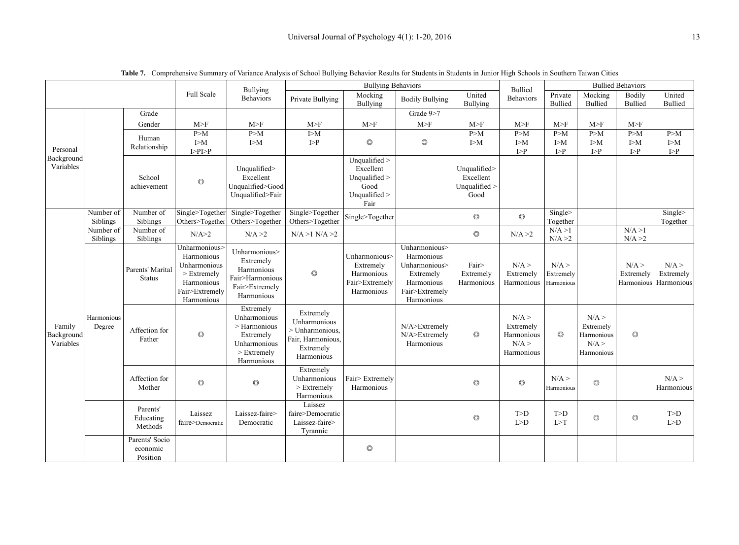**Table 7.** Comprehensive Summary of Variance Analysis of School Bullying Behavior Results for Students in Students in Junior High Schools in Southern Taiwan Cities

| | | | Full Scale | Bullying Behaviors | Bullying Behaviors | | | | Bullied Behaviors | Bullied Behaviors | | | |
|---|---|---|---|---|---|---|---|---|---|---|---|---|---|
| | | | | | Private Bullying | Mocking Bullying | Bodily Bullying | United Bullying | | Private Bullied | Mocking Bullied | Bodily Bullied | United Bullied |
| Personal Background Variables | | Grade | | | | | Grade 9>7 | | | | | | |
| | | Gender | M>F | M>F | M>F | M>F | M>F | M>F | M>F | M>F | M>F | M>F | |
| | | Human Relationship | P>M I>M I>PI>P | P>M I>M | I>M I>P | ◎ | ◎ | P>M I>M | P>M I>M I>P | P>M I>M I>P | P>M I>M I>P | P>M I>M I>P | P>M I>M I>P |
| | | School achievement | ◎ | Unqualified> Excellent Unqualified>Good Unqualified>Fair | | Unqualified > Excellent Unqualified > Good Unqualified > Fair | | Unqualified> Excellent Unqualified > Good | | | | | |
| Family Background Variables | Number of Siblings | Number of Siblings | Single>Together Others>Together | Single>Together Others>Together | Single>Together Others>Together | Single>Together | | ◎ | ◎ | Single> Together | | | Single> Together |
| | Number of Siblings | Number of Siblings | N/A>2 | N/A >2 | N/A >1 N/A >2 | | | ◎ | N/A >2 | N/A >1 N/A >2 | | N/A >1 N/A >2 | |
| | Harmonious Degree | Parents' Marital Status | Unharmonious> Harmonious Unharmonious > Extremely Harmonious Fair>Extremely Harmonious | Unharmonious> Extremely Harmonious Fair>Harmonious Fair>Extremely Harmonious | ◎ | Unharmonious> Extremely Harmonious Fair>Extremely Harmonious | Unharmonious> Harmonious Unharmonious> Extremely Harmonious Fair>Extremely Harmonious | Fair> Extremely Harmonious | N/A > Extremely Harmonious | N/A > Extremely Harmonious | | N/A > Extremely Harmonious | N/A > Extremely Harmonious |
| | | Affection for Father | ◎ | Extremely Unharmonious > Harmonious Extremely Unharmonious > Extremely Harmonious | Extremely Unharmonious > Unharmonious, Fair, Harmonious, Extremely Harmonious | | N/A>Extremely N/A>Extremely Harmonious | ◎ | N/A > Extremely Harmonious N/A > Harmonious | ◎ | N/A > Extremely Harmonious N/A > Harmonious | ◎ | |
| | | Affection for Mother | ◎ | ◎ | Extremely Unharmonious > Extremely Harmonious | Fair> Extremely Harmonious | | ◎ | ◎ | N/A > Harmonious | ◎ | | N/A > Harmonious |
| | | Parents' Educating Methods | Laissez faire>Democratic | Laissez-faire> Democratic | Laissez faire>Democratic Laissez-faire> Tyrannic | | | ◎ | T>D L>D | T>D L>T | ◎ | ◎ | T>D L>D |
| | | Parents' Socio economic Position | | | | ◎ | | | | | | | |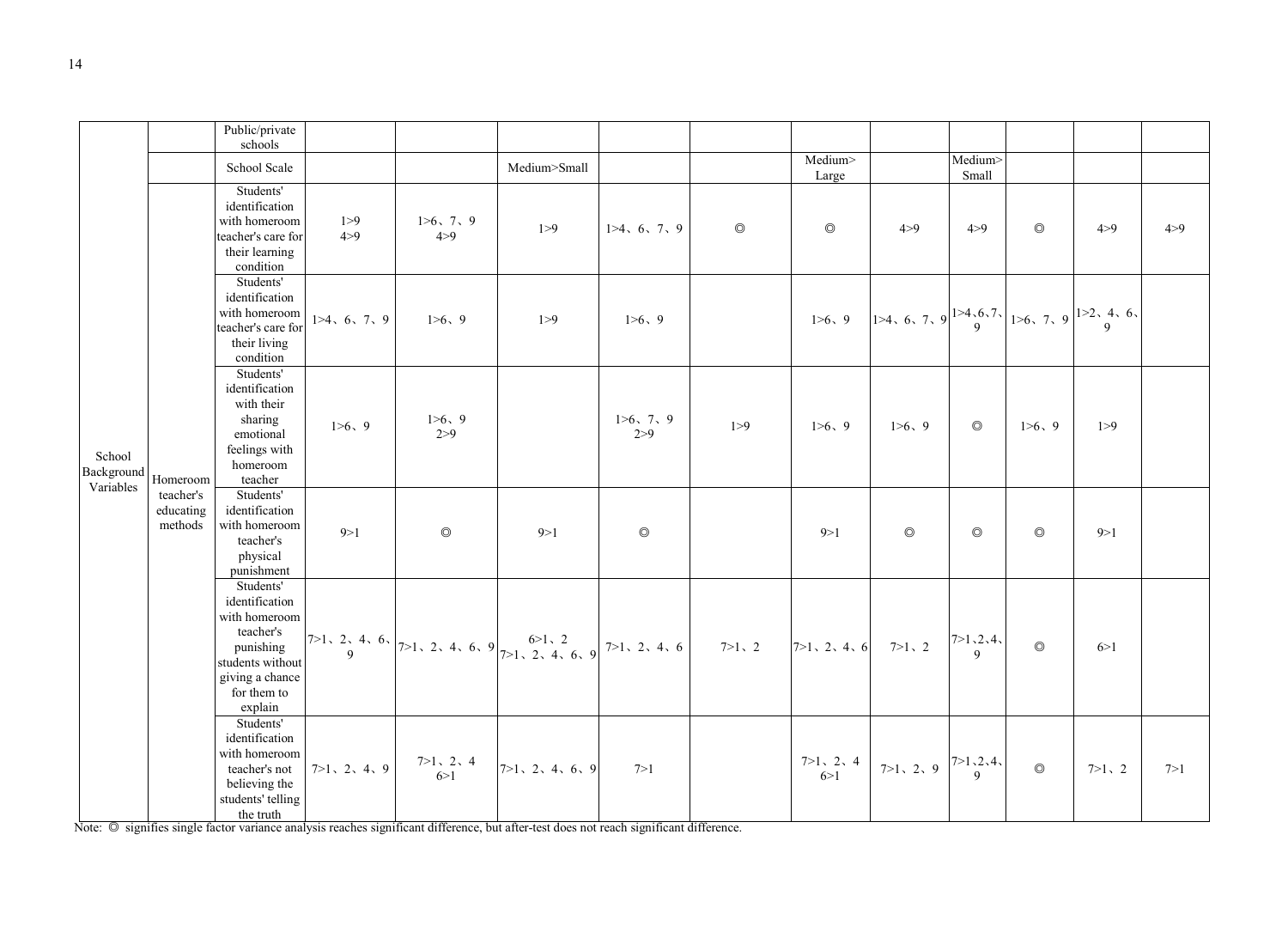| | | | | | | | | | | | | | |
|---|---|---|---|---|---|---|---|---|---|---|---|---|---|
| School Background Variables | | Public/private schools | | | | | | | | | | | |
| | | School Scale | | | Medium>Small | | | Medium> Large | | Medium> Small | | | |
| | Homeroom teacher's educating methods | Students' identification with homeroom teacher's care for their learning condition | 1>9 4>9 | 1>6、7、9 4>9 | 1>9 | 1>4、6、7、9 | ◎ | ◎ | 4>9 | 4>9 | ◎ | 4>9 | 4>9 |
| | | Students' identification with homeroom teacher's care for their living condition | 1>4、6、7、9 | 1>6、9 | 1>9 | 1>6、9 | | 1>6、9 | 1>4、6、7、9 | 1>4、6、7、9 | 1>6、7、9 | 1>2、4、6、9 | |
| | | Students' identification with their sharing emotional feelings with homeroom teacher | 1>6、9 | 1>6、9 2>9 | | 1>6、7、9 2>9 | 1>9 | 1>6、9 | 1>6、9 | ◎ | 1>6、9 | 1>9 | |
| | | Students' identification with homeroom teacher's physical punishment | 9>1 | ◎ | 9>1 | ◎ | | 9>1 | ◎ | ◎ | ◎ | 9>1 | |
| | | Students' identification with homeroom teacher's punishing students without giving a chance for them to explain | 7>1、2、4、6、9 | 7>1、2、4、6、9 | 6>1、2 7>1、2、4、6、9 | 7>1、2、4、6 | 7>1、2 | 7>1、2、4、6 | 7>1、2 | 7>1、2、4、9 | ◎ | 6>1 | |
| | | Students' identification with homeroom teacher's not believing the students' telling the truth | 7>1、2、4、9 | 7>1、2、4 6>1 | 7>1、2、4、6、9 | 7>1 | | 7>1、2、4 6>1 | 7>1、2、9 | 7>1、2、4、9 | ◎ | 7>1、2 | 7>1 |

Note: ◎ signifies single factor variance analysis reaches significant difference, but after-test does not reach significant difference.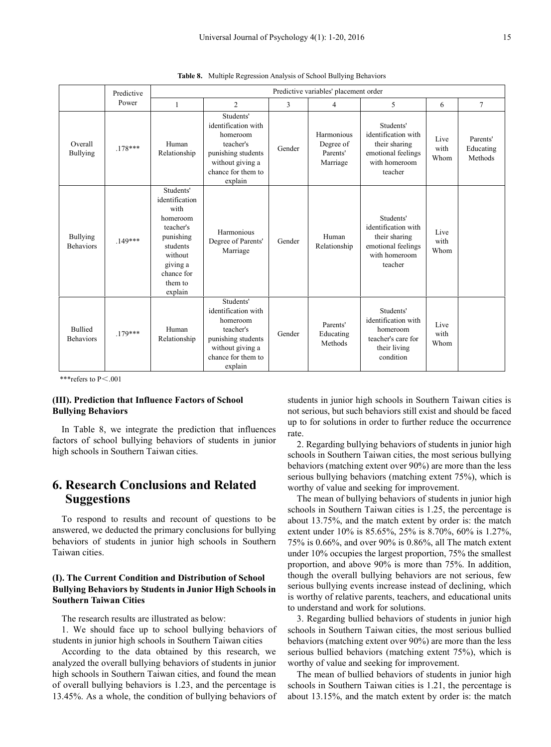**Table 8.** Multiple Regression Analysis of School Bullying Behaviors

| | Predictive Power | Predictive variables' placement order | | | | | | |
|---|---|---|---|---|---|---|---|---|
| | | 1 | 2 | 3 | 4 | 5 | 6 | 7 |
| Overall Bullying | .178*** | Human Relationship | Students' identification with homeroom teacher's punishing students without giving a chance for them to explain | Gender | Harmonious Degree of Parents' Marriage | Students' identification with their sharing emotional feelings with homeroom teacher | Live with Whom | Parents' Educating Methods |
| Bullying Behaviors | .149*** | Students' identification with homeroom teacher's punishing students without giving a chance for them to explain | Harmonious Degree of Parents' Marriage | Gender | Human Relationship | Students' identification with their sharing emotional feelings with homeroom teacher | Live with Whom | |
| Bullied Behaviors | .179*** | Human Relationship | Students' identification with homeroom teacher's punishing students without giving a chance for them to explain | Gender | Parents' Educating Methods | Students' identification with homeroom teacher's care for their living condition | Live with Whom | |

***refers to P＜.001

### (III). Prediction that Influence Factors of School Bullying Behaviors

In Table 8, we integrate the prediction that influences factors of school bullying behaviors of students in junior high schools in Southern Taiwan cities.

## 6. Research Conclusions and Related Suggestions

To respond to results and recount of questions to be answered, we deducted the primary conclusions for bullying behaviors of students in junior high schools in Southern Taiwan cities.

### (I). The Current Condition and Distribution of School Bullying Behaviors by Students in Junior High Schools in Southern Taiwan Cities

The research results are illustrated as below:

1. We should face up to school bullying behaviors of students in junior high schools in Southern Taiwan cities

According to the data obtained by this research, we analyzed the overall bullying behaviors of students in junior high schools in Southern Taiwan cities, and found the mean of overall bullying behaviors is 1.23, and the percentage is 13.45%. As a whole, the condition of bullying behaviors of students in junior high schools in Southern Taiwan cities is not serious, but such behaviors still exist and should be faced up to for solutions in order to further reduce the occurrence rate.

2. Regarding bullying behaviors of students in junior high schools in Southern Taiwan cities, the most serious bullying behaviors (matching extent over 90%) are more than the less serious bullying behaviors (matching extent 75%), which is worthy of value and seeking for improvement.

The mean of bullying behaviors of students in junior high schools in Southern Taiwan cities is 1.25, the percentage is about 13.75%, and the match extent by order is: the match extent under 10% is 85.65%, 25% is 8.70%, 60% is 1.27%, 75% is 0.66%, and over 90% is 0.86%, all The match extent under 10% occupies the largest proportion, 75% the smallest proportion, and above 90% is more than 75%. In addition, though the overall bullying behaviors are not serious, few serious bullying events increase instead of declining, which is worthy of relative parents, teachers, and educational units to understand and work for solutions.

3. Regarding bullied behaviors of students in junior high schools in Southern Taiwan cities, the most serious bullied behaviors (matching extent over 90%) are more than the less serious bullied behaviors (matching extent 75%), which is worthy of value and seeking for improvement.

The mean of bullied behaviors of students in junior high schools in Southern Taiwan cities is 1.21, the percentage is about 13.15%, and the match extent by order is: the match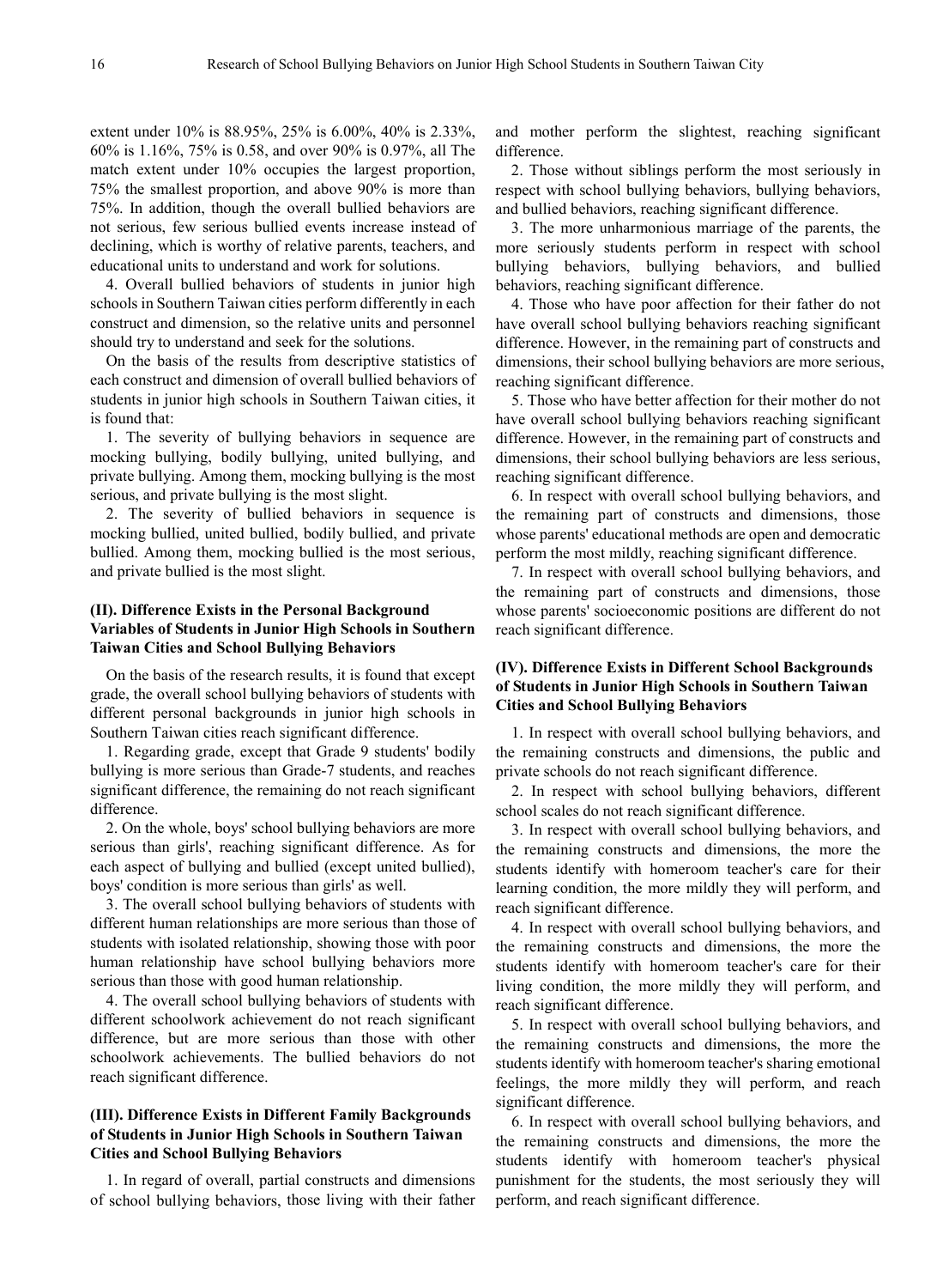extent under 10% is 88.95%, 25% is 6.00%, 40% is 2.33%, 60% is 1.16%, 75% is 0.58, and over 90% is 0.97%, all The match extent under 10% occupies the largest proportion, 75% the smallest proportion, and above 90% is more than 75%. In addition, though the overall bullied behaviors are not serious, few serious bullied events increase instead of declining, which is worthy of relative parents, teachers, and educational units to understand and work for solutions.

4. Overall bullied behaviors of students in junior high schools in Southern Taiwan cities perform differently in each construct and dimension, so the relative units and personnel should try to understand and seek for the solutions.

On the basis of the results from descriptive statistics of each construct and dimension of overall bullied behaviors of students in junior high schools in Southern Taiwan cities, it is found that:

1. The severity of bullying behaviors in sequence are mocking bullying, bodily bullying, united bullying, and private bullying. Among them, mocking bullying is the most serious, and private bullying is the most slight.

2. The severity of bullied behaviors in sequence is mocking bullied, united bullied, bodily bullied, and private bullied. Among them, mocking bullied is the most serious, and private bullied is the most slight.

### (II). Difference Exists in the Personal Background Variables of Students in Junior High Schools in Southern Taiwan Cities and School Bullying Behaviors

On the basis of the research results, it is found that except grade, the overall school bullying behaviors of students with different personal backgrounds in junior high schools in Southern Taiwan cities reach significant difference.

1. Regarding grade, except that Grade 9 students' bodily bullying is more serious than Grade-7 students, and reaches significant difference, the remaining do not reach significant difference.

2. On the whole, boys' school bullying behaviors are more serious than girls', reaching significant difference. As for each aspect of bullying and bullied (except united bullied), boys' condition is more serious than girls' as well.

3. The overall school bullying behaviors of students with different human relationships are more serious than those of students with isolated relationship, showing those with poor human relationship have school bullying behaviors more serious than those with good human relationship.

4. The overall school bullying behaviors of students with different schoolwork achievement do not reach significant difference, but are more serious than those with other schoolwork achievements. The bullied behaviors do not reach significant difference.

### (III). Difference Exists in Different Family Backgrounds of Students in Junior High Schools in Southern Taiwan Cities and School Bullying Behaviors

1. In regard of overall, partial constructs and dimensions of school bullying behaviors, those living with their father and mother perform the slightest, reaching significant difference.

2. Those without siblings perform the most seriously in respect with school bullying behaviors, bullying behaviors, and bullied behaviors, reaching significant difference.

3. The more unharmonious marriage of the parents, the more seriously students perform in respect with school bullying behaviors, bullying behaviors, and bullied behaviors, reaching significant difference.

4. Those who have poor affection for their father do not have overall school bullying behaviors reaching significant difference. However, in the remaining part of constructs and dimensions, their school bullying behaviors are more serious, reaching significant difference.

5. Those who have better affection for their mother do not have overall school bullying behaviors reaching significant difference. However, in the remaining part of constructs and dimensions, their school bullying behaviors are less serious, reaching significant difference.

6. In respect with overall school bullying behaviors, and the remaining part of constructs and dimensions, those whose parents' educational methods are open and democratic perform the most mildly, reaching significant difference.

7. In respect with overall school bullying behaviors, and the remaining part of constructs and dimensions, those whose parents' socioeconomic positions are different do not reach significant difference.

### (IV). Difference Exists in Different School Backgrounds of Students in Junior High Schools in Southern Taiwan Cities and School Bullying Behaviors

1. In respect with overall school bullying behaviors, and the remaining constructs and dimensions, the public and private schools do not reach significant difference.

2. In respect with school bullying behaviors, different school scales do not reach significant difference.

3. In respect with overall school bullying behaviors, and the remaining constructs and dimensions, the more the students identify with homeroom teacher's care for their learning condition, the more mildly they will perform, and reach significant difference.

4. In respect with overall school bullying behaviors, and the remaining constructs and dimensions, the more the students identify with homeroom teacher's care for their living condition, the more mildly they will perform, and reach significant difference.

5. In respect with overall school bullying behaviors, and the remaining constructs and dimensions, the more the students identify with homeroom teacher's sharing emotional feelings, the more mildly they will perform, and reach significant difference.

6. In respect with overall school bullying behaviors, and the remaining constructs and dimensions, the more the students identify with homeroom teacher's physical punishment for the students, the most seriously they will perform, and reach significant difference.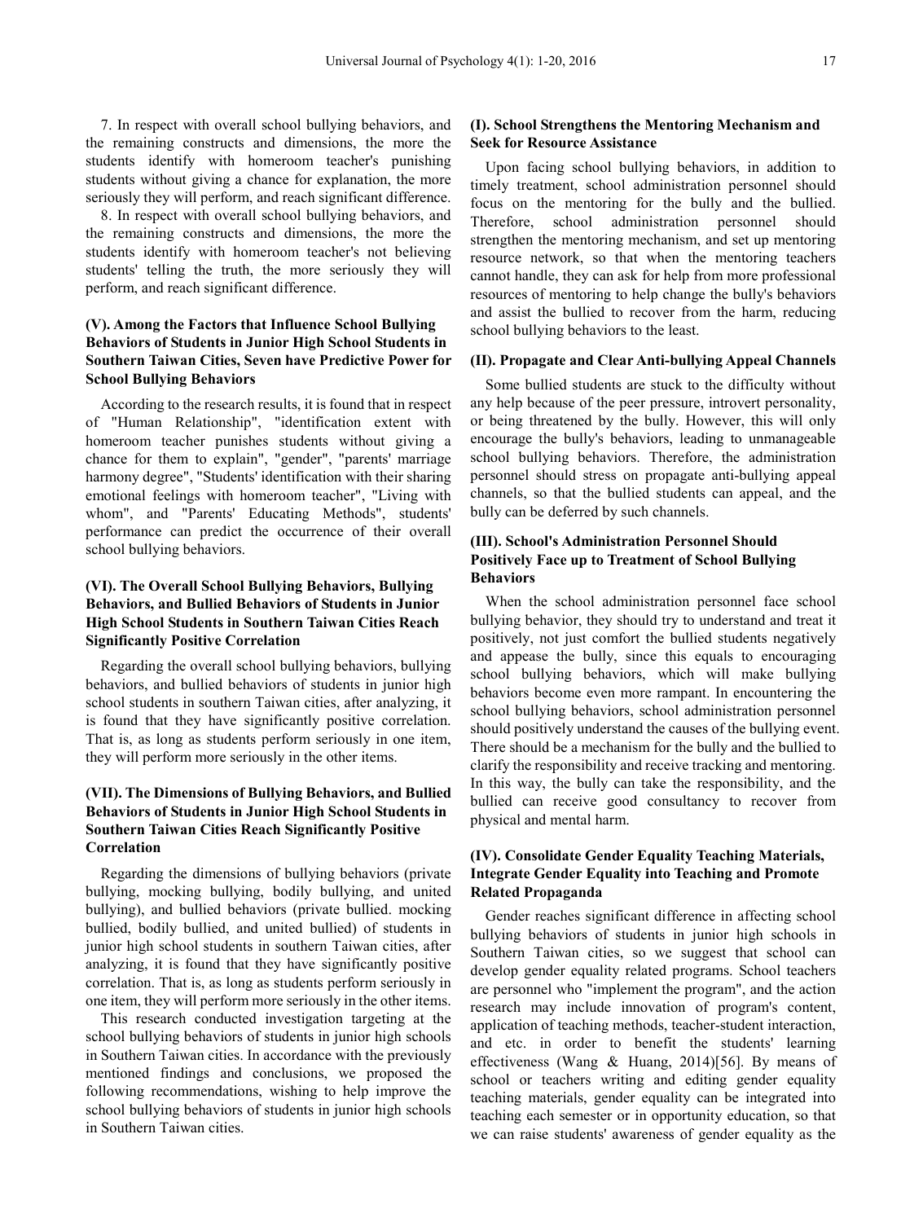7. In respect with overall school bullying behaviors, and the remaining constructs and dimensions, the more the students identify with homeroom teacher's punishing students without giving a chance for explanation, the more seriously they will perform, and reach significant difference.

8. In respect with overall school bullying behaviors, and the remaining constructs and dimensions, the more the students identify with homeroom teacher's not believing students' telling the truth, the more seriously they will perform, and reach significant difference.

### (V). Among the Factors that Influence School Bullying Behaviors of Students in Junior High School Students in Southern Taiwan Cities, Seven have Predictive Power for School Bullying Behaviors

According to the research results, it is found that in respect of "Human Relationship", "identification extent with homeroom teacher punishes students without giving a chance for them to explain", "gender", "parents' marriage harmony degree", "Students' identification with their sharing emotional feelings with homeroom teacher", "Living with whom", and "Parents' Educating Methods", students' performance can predict the occurrence of their overall school bullying behaviors.

### (VI). The Overall School Bullying Behaviors, Bullying Behaviors, and Bullied Behaviors of Students in Junior High School Students in Southern Taiwan Cities Reach Significantly Positive Correlation

Regarding the overall school bullying behaviors, bullying behaviors, and bullied behaviors of students in junior high school students in southern Taiwan cities, after analyzing, it is found that they have significantly positive correlation. That is, as long as students perform seriously in one item, they will perform more seriously in the other items.

### (VII). The Dimensions of Bullying Behaviors, and Bullied Behaviors of Students in Junior High School Students in Southern Taiwan Cities Reach Significantly Positive Correlation

Regarding the dimensions of bullying behaviors (private bullying, mocking bullying, bodily bullying, and united bullying), and bullied behaviors (private bullied. mocking bullied, bodily bullied, and united bullied) of students in junior high school students in southern Taiwan cities, after analyzing, it is found that they have significantly positive correlation. That is, as long as students perform seriously in one item, they will perform more seriously in the other items.

This research conducted investigation targeting at the school bullying behaviors of students in junior high schools in Southern Taiwan cities. In accordance with the previously mentioned findings and conclusions, we proposed the following recommendations, wishing to help improve the school bullying behaviors of students in junior high schools in Southern Taiwan cities.

### (I). School Strengthens the Mentoring Mechanism and Seek for Resource Assistance

Upon facing school bullying behaviors, in addition to timely treatment, school administration personnel should focus on the mentoring for the bully and the bullied. Therefore, school administration personnel should strengthen the mentoring mechanism, and set up mentoring resource network, so that when the mentoring teachers cannot handle, they can ask for help from more professional resources of mentoring to help change the bully's behaviors and assist the bullied to recover from the harm, reducing school bullying behaviors to the least.

### (II). Propagate and Clear Anti-bullying Appeal Channels

Some bullied students are stuck to the difficulty without any help because of the peer pressure, introvert personality, or being threatened by the bully. However, this will only encourage the bully's behaviors, leading to unmanageable school bullying behaviors. Therefore, the administration personnel should stress on propagate anti-bullying appeal channels, so that the bullied students can appeal, and the bully can be deferred by such channels.

### (III). School's Administration Personnel Should Positively Face up to Treatment of School Bullying Behaviors

When the school administration personnel face school bullying behavior, they should try to understand and treat it positively, not just comfort the bullied students negatively and appease the bully, since this equals to encouraging school bullying behaviors, which will make bullying behaviors become even more rampant. In encountering the school bullying behaviors, school administration personnel should positively understand the causes of the bullying event. There should be a mechanism for the bully and the bullied to clarify the responsibility and receive tracking and mentoring. In this way, the bully can take the responsibility, and the bullied can receive good consultancy to recover from physical and mental harm.

### (IV). Consolidate Gender Equality Teaching Materials, Integrate Gender Equality into Teaching and Promote Related Propaganda

Gender reaches significant difference in affecting school bullying behaviors of students in junior high schools in Southern Taiwan cities, so we suggest that school can develop gender equality related programs. School teachers are personnel who "implement the program", and the action research may include innovation of program's content, application of teaching methods, teacher-student interaction, and etc. in order to benefit the students' learning effectiveness (Wang & Huang, 2014)[56]. By means of school or teachers writing and editing gender equality teaching materials, gender equality can be integrated into teaching each semester or in opportunity education, so that we can raise students' awareness of gender equality as the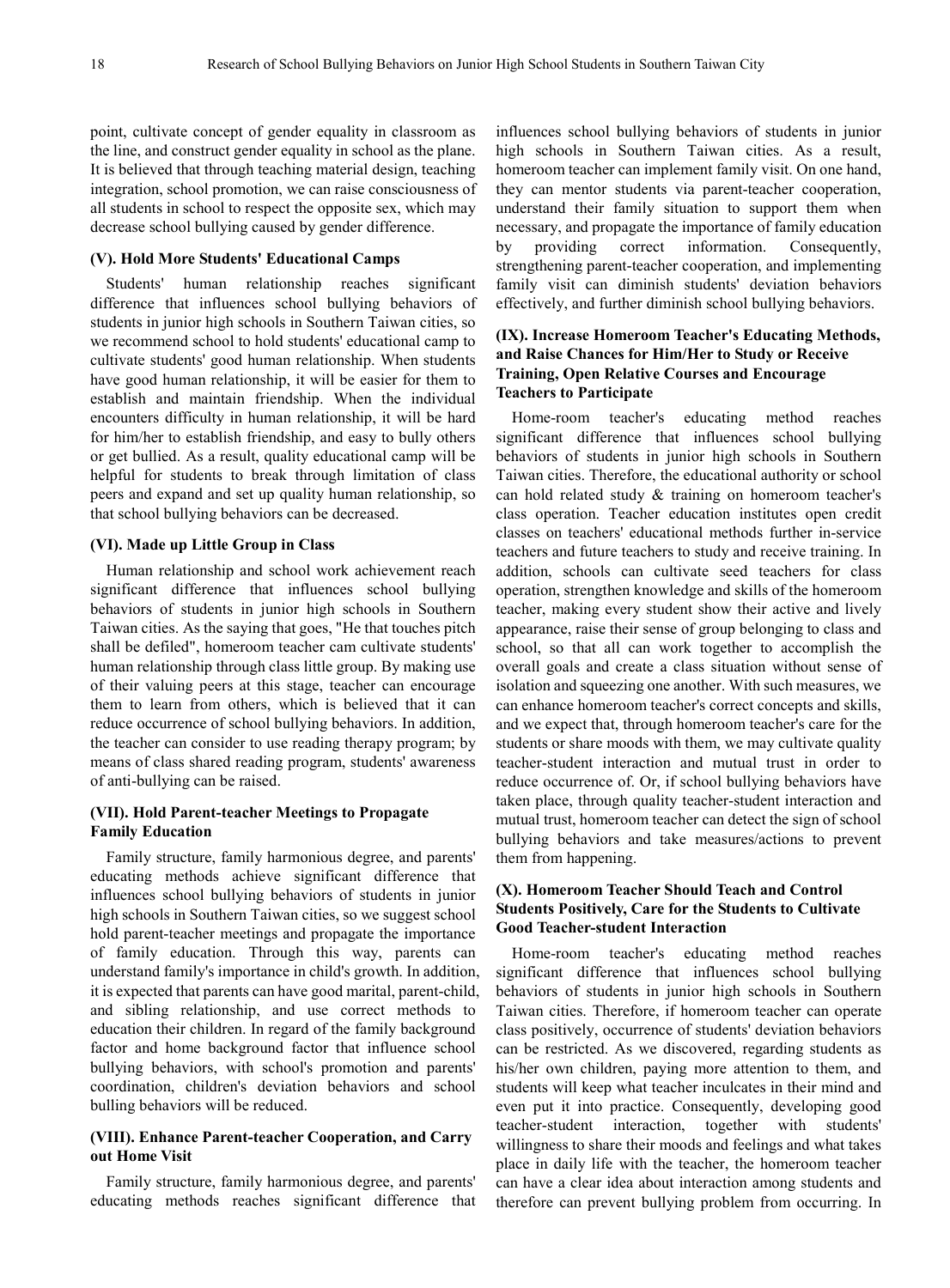point, cultivate concept of gender equality in classroom as the line, and construct gender equality in school as the plane. It is believed that through teaching material design, teaching integration, school promotion, we can raise consciousness of all students in school to respect the opposite sex, which may decrease school bullying caused by gender difference.

### (V). Hold More Students' Educational Camps

Students' human relationship reaches significant difference that influences school bullying behaviors of students in junior high schools in Southern Taiwan cities, so we recommend school to hold students' educational camp to cultivate students' good human relationship. When students have good human relationship, it will be easier for them to establish and maintain friendship. When the individual encounters difficulty in human relationship, it will be hard for him/her to establish friendship, and easy to bully others or get bullied. As a result, quality educational camp will be helpful for students to break through limitation of class peers and expand and set up quality human relationship, so that school bullying behaviors can be decreased.

### (VI). Made up Little Group in Class

Human relationship and school work achievement reach significant difference that influences school bullying behaviors of students in junior high schools in Southern Taiwan cities. As the saying that goes, "He that touches pitch shall be defiled", homeroom teacher cam cultivate students' human relationship through class little group. By making use of their valuing peers at this stage, teacher can encourage them to learn from others, which is believed that it can reduce occurrence of school bullying behaviors. In addition, the teacher can consider to use reading therapy program; by means of class shared reading program, students' awareness of anti-bullying can be raised.

### (VII). Hold Parent-teacher Meetings to Propagate Family Education

Family structure, family harmonious degree, and parents' educating methods achieve significant difference that influences school bullying behaviors of students in junior high schools in Southern Taiwan cities, so we suggest school hold parent-teacher meetings and propagate the importance of family education. Through this way, parents can understand family's importance in child's growth. In addition, it is expected that parents can have good marital, parent-child, and sibling relationship, and use correct methods to education their children. In regard of the family background factor and home background factor that influence school bullying behaviors, with school's promotion and parents' coordination, children's deviation behaviors and school bulling behaviors will be reduced.

### (VIII). Enhance Parent-teacher Cooperation, and Carry out Home Visit

Family structure, family harmonious degree, and parents' educating methods reaches significant difference that influences school bullying behaviors of students in junior high schools in Southern Taiwan cities. As a result, homeroom teacher can implement family visit. On one hand, they can mentor students via parent-teacher cooperation, understand their family situation to support them when necessary, and propagate the importance of family education by providing correct information. Consequently, strengthening parent-teacher cooperation, and implementing family visit can diminish students' deviation behaviors effectively, and further diminish school bullying behaviors.

### (IX). Increase Homeroom Teacher's Educating Methods, and Raise Chances for Him/Her to Study or Receive Training, Open Relative Courses and Encourage Teachers to Participate

Home-room teacher's educating method reaches significant difference that influences school bullying behaviors of students in junior high schools in Southern Taiwan cities. Therefore, the educational authority or school can hold related study & training on homeroom teacher's class operation. Teacher education institutes open credit classes on teachers' educational methods further in-service teachers and future teachers to study and receive training. In addition, schools can cultivate seed teachers for class operation, strengthen knowledge and skills of the homeroom teacher, making every student show their active and lively appearance, raise their sense of group belonging to class and school, so that all can work together to accomplish the overall goals and create a class situation without sense of isolation and squeezing one another. With such measures, we can enhance homeroom teacher's correct concepts and skills, and we expect that, through homeroom teacher's care for the students or share moods with them, we may cultivate quality teacher-student interaction and mutual trust in order to reduce occurrence of. Or, if school bullying behaviors have taken place, through quality teacher-student interaction and mutual trust, homeroom teacher can detect the sign of school bullying behaviors and take measures/actions to prevent them from happening.

### (X). Homeroom Teacher Should Teach and Control Students Positively, Care for the Students to Cultivate Good Teacher-student Interaction

Home-room teacher's educating method reaches significant difference that influences school bullying behaviors of students in junior high schools in Southern Taiwan cities. Therefore, if homeroom teacher can operate class positively, occurrence of students' deviation behaviors can be restricted. As we discovered, regarding students as his/her own children, paying more attention to them, and students will keep what teacher inculcates in their mind and even put it into practice. Consequently, developing good teacher-student interaction, together with students' willingness to share their moods and feelings and what takes place in daily life with the teacher, the homeroom teacher can have a clear idea about interaction among students and therefore can prevent bullying problem from occurring. In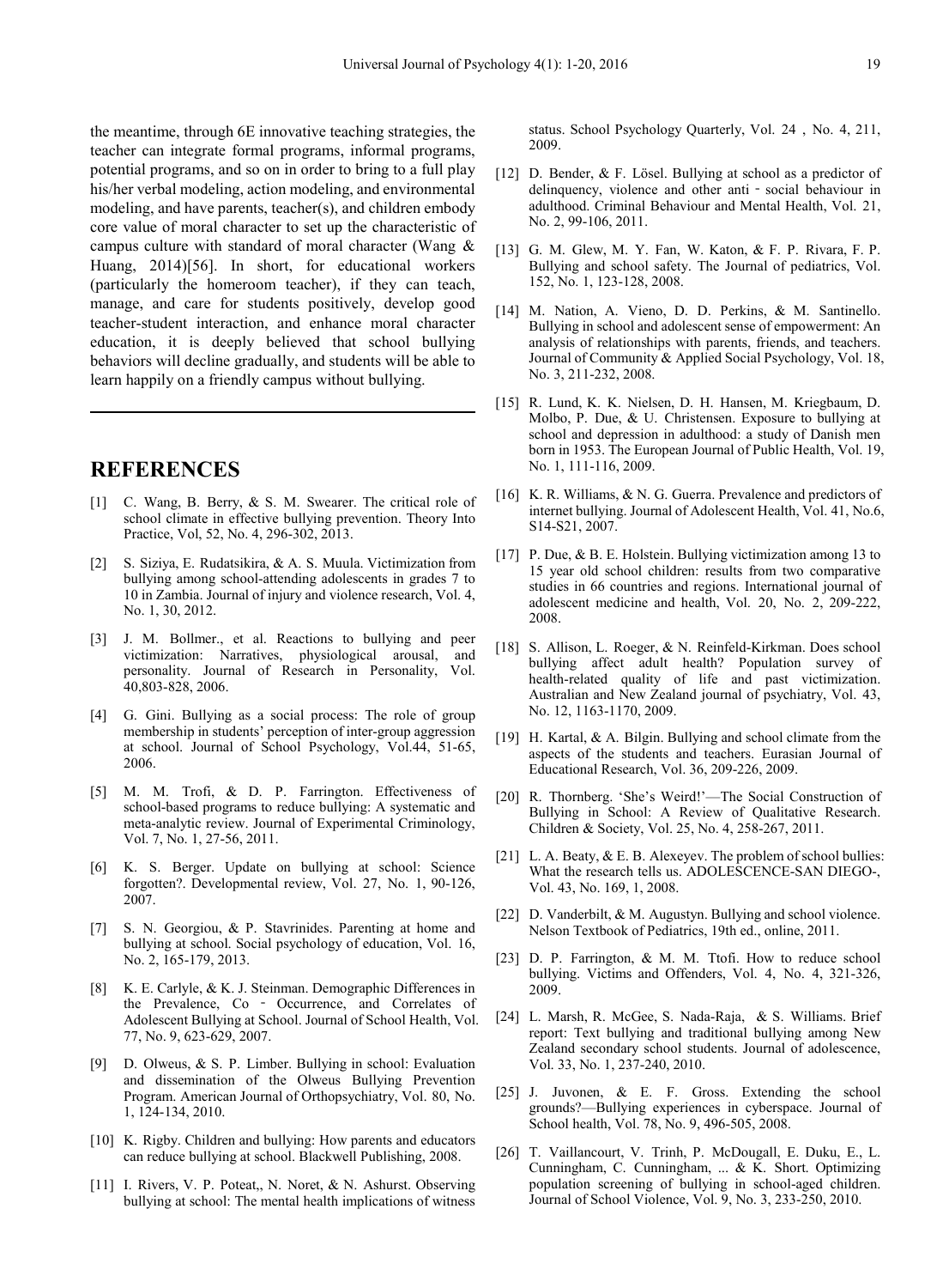the meantime, through 6E innovative teaching strategies, the teacher can integrate formal programs, informal programs, potential programs, and so on in order to bring to a full play his/her verbal modeling, action modeling, and environmental modeling, and have parents, teacher(s), and children embody core value of moral character to set up the characteristic of campus culture with standard of moral character (Wang & Huang, 2014)[56]. In short, for educational workers (particularly the homeroom teacher), if they can teach, manage, and care for students positively, develop good teacher-student interaction, and enhance moral character education, it is deeply believed that school bullying behaviors will decline gradually, and students will be able to learn happily on a friendly campus without bullying.

## REFERENCES

[1] C. Wang, B. Berry, & S. M. Swearer. The critical role of school climate in effective bullying prevention. Theory Into Practice, Vol, 52, No. 4, 296-302, 2013.

[2] S. Siziya, E. Rudatsikira, & A. S. Muula. Victimization from bullying among school-attending adolescents in grades 7 to 10 in Zambia. Journal of injury and violence research, Vol. 4, No. 1, 30, 2012.

[3] J. M. Bollmer., et al. Reactions to bullying and peer victimization: Narratives, physiological arousal, and personality. Journal of Research in Personality, Vol. 40,803-828, 2006.

[4] G. Gini. Bullying as a social process: The role of group membership in students' perception of inter-group aggression at school. Journal of School Psychology, Vol.44, 51-65, 2006.

[5] M. M. Trofi, & D. P. Farrington. Effectiveness of school-based programs to reduce bullying: A systematic and meta-analytic review. Journal of Experimental Criminology, Vol. 7, No. 1, 27-56, 2011.

[6] K. S. Berger. Update on bullying at school: Science forgotten?. Developmental review, Vol. 27, No. 1, 90-126, 2007.

[7] S. N. Georgiou, & P. Stavrinides. Parenting at home and bullying at school. Social psychology of education, Vol. 16, No. 2, 165-179, 2013.

[8] K. E. Carlyle, & K. J. Steinman. Demographic Differences in the Prevalence, Co‐Occurrence, and Correlates of Adolescent Bullying at School. Journal of School Health, Vol. 77, No. 9, 623-629, 2007.

[9] D. Olweus, & S. P. Limber. Bullying in school: Evaluation and dissemination of the Olweus Bullying Prevention Program. American Journal of Orthopsychiatry, Vol. 80, No. 1, 124-134, 2010.

[10] K. Rigby. Children and bullying: How parents and educators can reduce bullying at school. Blackwell Publishing, 2008.

[11] I. Rivers, V. P. Poteat,, N. Noret, & N. Ashurst. Observing bullying at school: The mental health implications of witness status. School Psychology Quarterly, Vol. 24 , No. 4, 211, 2009.

[12] D. Bender, & F. Lösel. Bullying at school as a predictor of delinquency, violence and other anti‐social behaviour in adulthood. Criminal Behaviour and Mental Health, Vol. 21, No. 2, 99-106, 2011.

[13] G. M. Glew, M. Y. Fan, W. Katon, & F. P. Rivara, F. P. Bullying and school safety. The Journal of pediatrics, Vol. 152, No. 1, 123-128, 2008.

[14] M. Nation, A. Vieno, D. D. Perkins, & M. Santinello. Bullying in school and adolescent sense of empowerment: An analysis of relationships with parents, friends, and teachers. Journal of Community & Applied Social Psychology, Vol. 18, No. 3, 211-232, 2008.

[15] R. Lund, K. K. Nielsen, D. H. Hansen, M. Kriegbaum, D. Molbo, P. Due, & U. Christensen. Exposure to bullying at school and depression in adulthood: a study of Danish men born in 1953. The European Journal of Public Health, Vol. 19, No. 1, 111-116, 2009.

[16] K. R. Williams, & N. G. Guerra. Prevalence and predictors of internet bullying. Journal of Adolescent Health, Vol. 41, No.6, S14-S21, 2007.

[17] P. Due, & B. E. Holstein. Bullying victimization among 13 to 15 year old school children: results from two comparative studies in 66 countries and regions. International journal of adolescent medicine and health, Vol. 20, No. 2, 209-222, 2008.

[18] S. Allison, L. Roeger, & N. Reinfeld-Kirkman. Does school bullying affect adult health? Population survey of health-related quality of life and past victimization. Australian and New Zealand journal of psychiatry, Vol. 43, No. 12, 1163-1170, 2009.

[19] H. Kartal, & A. Bilgin. Bullying and school climate from the aspects of the students and teachers. Eurasian Journal of Educational Research, Vol. 36, 209-226, 2009.

[20] R. Thornberg. 'She's Weird!'—The Social Construction of Bullying in School: A Review of Qualitative Research. Children & Society, Vol. 25, No. 4, 258-267, 2011.

[21] L. A. Beaty, & E. B. Alexeyev. The problem of school bullies: What the research tells us. ADOLESCENCE-SAN DIEGO-, Vol. 43, No. 169, 1, 2008.

[22] D. Vanderbilt, & M. Augustyn. Bullying and school violence. Nelson Textbook of Pediatrics, 19th ed., online, 2011.

[23] D. P. Farrington, & M. M. Ttofi. How to reduce school bullying. Victims and Offenders, Vol. 4, No. 4, 321-326, 2009.

[24] L. Marsh, R. McGee, S. Nada-Raja, & S. Williams. Brief report: Text bullying and traditional bullying among New Zealand secondary school students. Journal of adolescence, Vol. 33, No. 1, 237-240, 2010.

[25] J. Juvonen, & E. F. Gross. Extending the school grounds?—Bullying experiences in cyberspace. Journal of School health, Vol. 78, No. 9, 496-505, 2008.

[26] T. Vaillancourt, V. Trinh, P. McDougall, E. Duku, E., L. Cunningham, C. Cunningham, ... & K. Short. Optimizing population screening of bullying in school-aged children. Journal of School Violence, Vol. 9, No. 3, 233-250, 2010.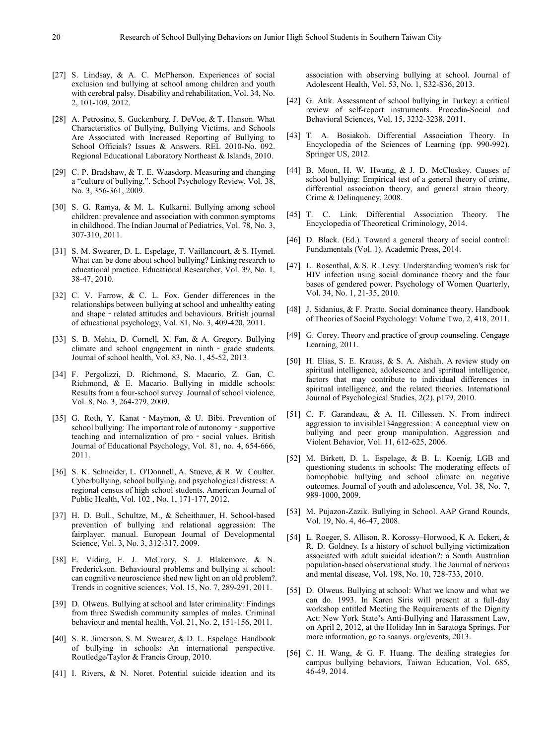[27] S. Lindsay, & A. C. McPherson. Experiences of social exclusion and bullying at school among children and youth with cerebral palsy. Disability and rehabilitation, Vol. 34, No. 2, 101-109, 2012.

[28] A. Petrosino, S. Guckenburg, J. DeVoe, & T. Hanson. What Characteristics of Bullying, Bullying Victims, and Schools Are Associated with Increased Reporting of Bullying to School Officials? Issues & Answers. REL 2010-No. 092. Regional Educational Laboratory Northeast & Islands, 2010.

[29] C. P. Bradshaw, & T. E. Waasdorp. Measuring and changing a "culture of bullying.". School Psychology Review, Vol. 38, No. 3, 356-361, 2009.

[30] S. G. Ramya, & M. L. Kulkarni. Bullying among school children: prevalence and association with common symptoms in childhood. The Indian Journal of Pediatrics, Vol. 78, No. 3, 307-310, 2011.

[31] S. M. Swearer, D. L. Espelage, T. Vaillancourt, & S. Hymel. What can be done about school bullying? Linking research to educational practice. Educational Researcher, Vol. 39, No. 1, 38-47, 2010.

[32] C. V. Farrow, & C. L. Fox. Gender differences in the relationships between bullying at school and unhealthy eating and shape‐related attitudes and behaviours. British journal of educational psychology, Vol. 81, No. 3, 409-420, 2011.

[33] S. B. Mehta, D. Cornell, X. Fan, & A. Gregory. Bullying climate and school engagement in ninth‐grade students. Journal of school health, Vol. 83, No. 1, 45-52, 2013.

[34] F. Pergolizzi, D. Richmond, S. Macario, Z. Gan, C. Richmond, & E. Macario. Bullying in middle schools: Results from a four-school survey. Journal of school violence, Vol. 8, No. 3, 264-279, 2009.

[35] G. Roth, Y. Kanat‐Maymon, & U. Bibi. Prevention of school bullying: The important role of autonomy‐supportive teaching and internalization of pro‐social values. British Journal of Educational Psychology, Vol. 81, no. 4, 654-666, 2011.

[36] S. K. Schneider, L. O'Donnell, A. Stueve, & R. W. Coulter. Cyberbullying, school bullying, and psychological distress: A regional census of high school students. American Journal of Public Health, Vol. 102 , No. 1, 171-177, 2012.

[37] H. D. Bull., Schultze, M., & Scheithauer, H. School-based prevention of bullying and relational aggression: The fairplayer. manual. European Journal of Developmental Science, Vol. 3, No. 3, 312-317, 2009.

[38] E. Viding, E. J. McCrory, S. J. Blakemore, & N. Frederickson. Behavioural problems and bullying at school: can cognitive neuroscience shed new light on an old problem?. Trends in cognitive sciences, Vol. 15, No. 7, 289-291, 2011.

[39] D. Olweus. Bullying at school and later criminality: Findings from three Swedish community samples of males. Criminal behaviour and mental health, Vol. 21, No. 2, 151-156, 2011.

[40] S. R. Jimerson, S. M. Swearer, & D. L. Espelage. Handbook of bullying in schools: An international perspective. Routledge/Taylor & Francis Group, 2010.

[41] I. Rivers, & N. Noret. Potential suicide ideation and its association with observing bullying at school. Journal of Adolescent Health, Vol. 53, No. 1, S32-S36, 2013.

[42] G. Atik. Assessment of school bullying in Turkey: a critical review of self-report instruments. Procedia-Social and Behavioral Sciences, Vol. 15, 3232-3238, 2011.

[43] T. A. Bosiakoh. Differential Association Theory. In Encyclopedia of the Sciences of Learning (pp. 990-992). Springer US, 2012.

[44] B. Moon, H. W. Hwang, & J. D. McCluskey. Causes of school bullying: Empirical test of a general theory of crime, differential association theory, and general strain theory. Crime & Delinquency, 2008.

[45] T. C. Link. Differential Association Theory. The Encyclopedia of Theoretical Criminology, 2014.

[46] D. Black. (Ed.). Toward a general theory of social control: Fundamentals (Vol. 1). Academic Press, 2014.

[47] L. Rosenthal, & S. R. Levy. Understanding women's risk for HIV infection using social dominance theory and the four bases of gendered power. Psychology of Women Quarterly, Vol. 34, No. 1, 21-35, 2010.

[48] J. Sidanius, & F. Pratto. Social dominance theory. Handbook of Theories of Social Psychology: Volume Two, 2, 418, 2011.

[49] G. Corey. Theory and practice of group counseling. Cengage Learning, 2011.

[50] H. Elias, S. E. Krauss, & S. A. Aishah. A review study on spiritual intelligence, adolescence and spiritual intelligence, factors that may contribute to individual differences in spiritual intelligence, and the related theories. International Journal of Psychological Studies, 2(2), p179, 2010.

[51] C. F. Garandeau, & A. H. Cillessen. N. From indirect aggression to invisible134aggression: A conceptual view on bullying and peer group manipulation. Aggression and Violent Behavior, Vol. 11, 612-625, 2006.

[52] M. Birkett, D. L. Espelage, & B. L. Koenig. LGB and questioning students in schools: The moderating effects of homophobic bullying and school climate on negative outcomes. Journal of youth and adolescence, Vol. 38, No. 7, 989-1000, 2009.

[53] M. Pujazon-Zazik. Bullying in School. AAP Grand Rounds, Vol. 19, No. 4, 46-47, 2008.

[54] L. Roeger, S. Allison, R. Korossy–Horwood, K A. Eckert, & R. D. Goldney. Is a history of school bullying victimization associated with adult suicidal ideation?: a South Australian population-based observational study. The Journal of nervous and mental disease, Vol. 198, No. 10, 728-733, 2010.

[55] D. Olweus. Bullying at school: What we know and what we can do. 1993. In Karen Siris will present at a full-day workshop entitled Meeting the Requirements of the Dignity Act: New York State's Anti-Bullying and Harassment Law, on April 2, 2012, at the Holiday Inn in Saratoga Springs. For more information, go to saanys. org/events, 2013.

[56] C. H. Wang, & G. F. Huang. The dealing strategies for campus bullying behaviors, Taiwan Education, Vol. 685, 46-49, 2014.